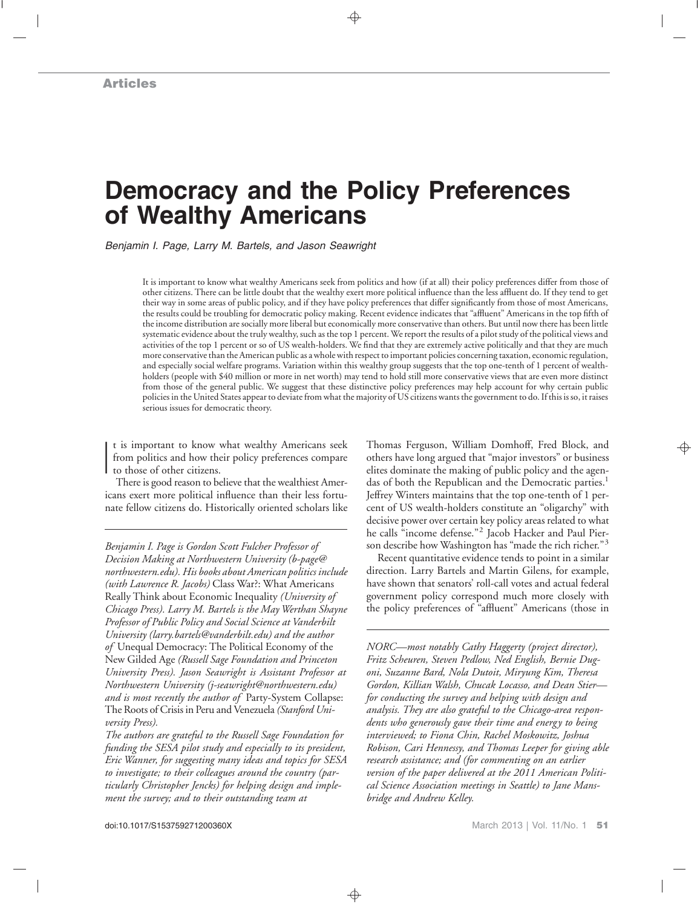Articles

# Democracy and the Policy Preferences of Wealthy Americans

*Benjamin I. Page, Larry M. Bartels, and Jason Seawright*

It is important to know what wealthy Americans seek from politics and how (if at all) their policy preferences differ from those of other citizens. There can be little doubt that the wealthy exert more political influence than the less affluent do. If they tend to get their way in some areas of public policy, and if they have policy preferences that differ significantly from those of most Americans, the results could be troubling for democratic policy making. Recent evidence indicates that "affluent" Americans in the top fifth of the income distribution are socially more liberal but economically more conservative than others. But until now there has been little systematic evidence about the truly wealthy, such as the top 1 percent. We report the results of a pilot study of the political views and activities of the top 1 percent or so of US wealth-holders. We find that they are extremely active politically and that they are much more conservative than the American public as a whole with respect to important policies concerning taxation, economic regulation, and especially social welfare programs. Variation within this wealthy group suggests that the top one-tenth of 1 percent of wealth-holders (people with $40 million or more in net worth) may tend to hold still more conservative views that are even more distinct from those of the general public. We suggest that these distinctive policy preferences may help account for why certain public policies in the United States appear to deviate from what the majority of US citizens wants the government to do. If this is so, it raises serious issues for democratic theory.

It is important to know what wealthy Americans seek from politics and how their policy preferences compare to those of other citizens.

There is good reason to believe that the wealthiest Americans exert more political influence than their less fortunate fellow citizens do. Historically oriented scholars like Thomas Ferguson, William Domhoff, Fred Block, and others have long argued that "major investors" or business elites dominate the making of public policy and the agendas of both the Republican and the Democratic parties.[1] Jeffrey Winters maintains that the top one-tenth of 1 percent of US wealth-holders constitute an "oligarchy" with decisive power over certain key policy areas related to what he calls "income defense."[2] Jacob Hacker and Paul Pierson describe how Washington has "made the rich richer."[3]

Recent quantitative evidence tends to point in a similar direction. Larry Bartels and Martin Gilens, for example, have shown that senators' roll-call votes and actual federal government policy correspond much more closely with the policy preferences of "affluent" Americans (those in

---

*Benjamin I. Page is Gordon Scott Fulcher Professor of Decision Making at Northwestern University (b-page@northwestern.edu). His books about American politics include (with Lawrence R. Jacobs)* Class War?: What Americans Really Think about Economic Inequality *(University of Chicago Press). Larry M. Bartels is the May Werthan Shayne Professor of Public Policy and Social Science at Vanderbilt University (larry.bartels@vanderbilt.edu) and the author of* Unequal Democracy: The Political Economy of the New Gilded Age *(Russell Sage Foundation and Princeton University Press). Jason Seawright is Assistant Professor at Northwestern University (j-seawright@northwestern.edu) and is most recently the author of* Party-System Collapse: The Roots of Crisis in Peru and Venezuela *(Stanford University Press).*

*The authors are grateful to the Russell Sage Foundation for funding the SESA pilot study and especially to its president, Eric Wanner, for suggesting many ideas and topics for SESA to investigate; to their colleagues around the country (particularly Christopher Jencks) for helping design and implement the survey; and to their outstanding team at NORC—most notably Cathy Haggerty (project director), Fritz Scheuren, Steven Pedlow, Ned English, Bernie Dugoni, Suzanne Bard, Nola Dutoit, Miryung Kim, Theresa Gordon, Killian Walsh, Chucak Locasso, and Dean Stier—for conducting the survey and helping with design and analysis. They are also grateful to the Chicago-area respondents who generously gave their time and energy to being interviewed; to Fiona Chin, Rachel Moskowitz, Joshua Robison, Cari Hennessy, and Thomas Leeper for giving able research assistance; and (for commenting on an earlier version of the paper delivered at the 2011 American Political Science Association meetings in Seattle) to Jane Mansbridge and Andrew Kelley.*

doi:10.1017/S153759271200360X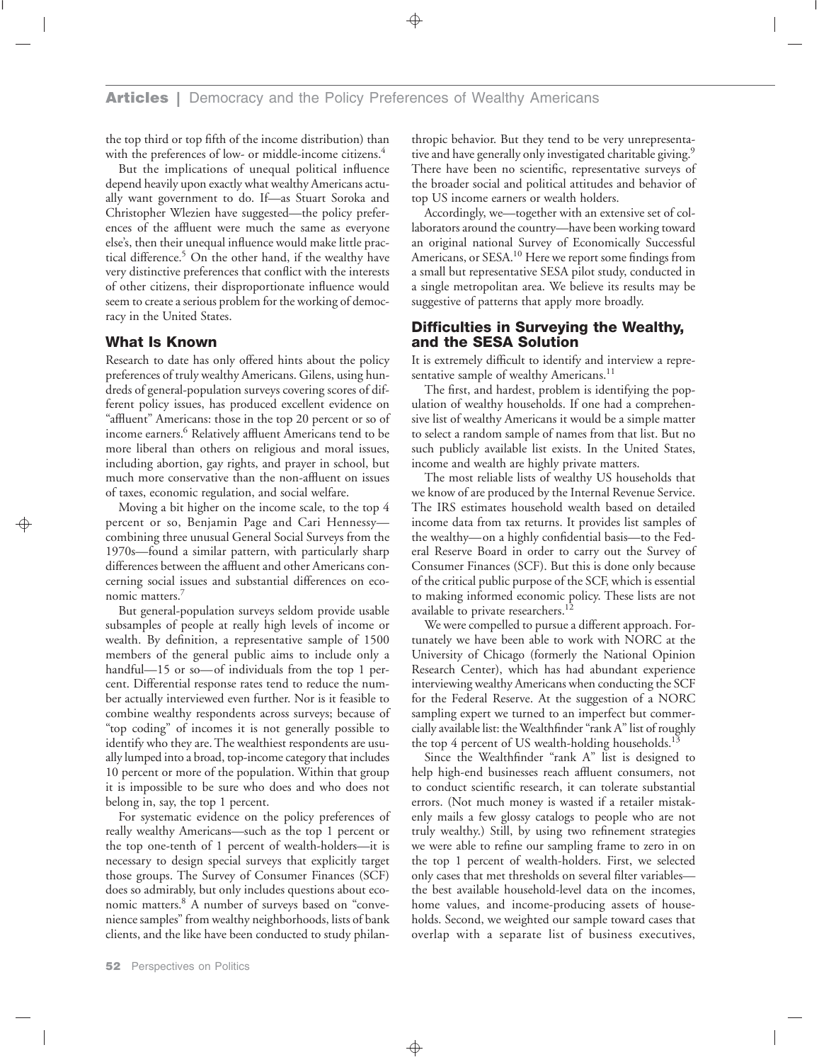the top third or top fifth of the income distribution) than with the preferences of low- or middle-income citizens.[4]

But the implications of unequal political influence depend heavily upon exactly what wealthy Americans actually want government to do. If—as Stuart Soroka and Christopher Wlezien have suggested—the policy preferences of the affluent were much the same as everyone else's, then their unequal influence would make little practical difference.[5] On the other hand, if the wealthy have very distinctive preferences that conflict with the interests of other citizens, their disproportionate influence would seem to create a serious problem for the working of democracy in the United States.

## What Is Known

Research to date has only offered hints about the policy preferences of truly wealthy Americans. Gilens, using hundreds of general-population surveys covering scores of different policy issues, has produced excellent evidence on "affluent" Americans: those in the top 20 percent or so of income earners.[6] Relatively affluent Americans tend to be more liberal than others on religious and moral issues, including abortion, gay rights, and prayer in school, but much more conservative than the non-affluent on issues of taxes, economic regulation, and social welfare.

Moving a bit higher on the income scale, to the top 4 percent or so, Benjamin Page and Cari Hennessy—combining three unusual General Social Surveys from the 1970s—found a similar pattern, with particularly sharp differences between the affluent and other Americans concerning social issues and substantial differences on economic matters.[7]

But general-population surveys seldom provide usable subsamples of people at really high levels of income or wealth. By definition, a representative sample of 1500 members of the general public aims to include only a handful—15 or so—of individuals from the top 1 percent. Differential response rates tend to reduce the number actually interviewed even further. Nor is it feasible to combine wealthy respondents across surveys; because of "top coding" of incomes it is not generally possible to identify who they are. The wealthiest respondents are usually lumped into a broad, top-income category that includes 10 percent or more of the population. Within that group it is impossible to be sure who does and who does not belong in, say, the top 1 percent.

For systematic evidence on the policy preferences of really wealthy Americans—such as the top 1 percent or the top one-tenth of 1 percent of wealth-holders—it is necessary to design special surveys that explicitly target those groups. The Survey of Consumer Finances (SCF) does so admirably, but only includes questions about economic matters.[8] A number of surveys based on "convenience samples" from wealthy neighborhoods, lists of bank clients, and the like have been conducted to study philanthropic behavior. But they tend to be very unrepresentative and have generally only investigated charitable giving.[9] There have been no scientific, representative surveys of the broader social and political attitudes and behavior of top US income earners or wealth holders.

Accordingly, we—together with an extensive set of collaborators around the country—have been working toward an original national Survey of Economically Successful Americans, or SESA.[10] Here we report some findings from a small but representative SESA pilot study, conducted in a single metropolitan area. We believe its results may be suggestive of patterns that apply more broadly.

## Difficulties in Surveying the Wealthy, and the SESA Solution

It is extremely difficult to identify and interview a representative sample of wealthy Americans.[11]

The first, and hardest, problem is identifying the population of wealthy households. If one had a comprehensive list of wealthy Americans it would be a simple matter to select a random sample of names from that list. But no such publicly available list exists. In the United States, income and wealth are highly private matters.

The most reliable lists of wealthy US households that we know of are produced by the Internal Revenue Service. The IRS estimates household wealth based on detailed income data from tax returns. It provides list samples of the wealthy—on a highly confidential basis—to the Federal Reserve Board in order to carry out the Survey of Consumer Finances (SCF). But this is done only because of the critical public purpose of the SCF, which is essential to making informed economic policy. These lists are not available to private researchers.[12]

We were compelled to pursue a different approach. Fortunately we have been able to work with NORC at the University of Chicago (formerly the National Opinion Research Center), which has had abundant experience interviewing wealthy Americans when conducting the SCF for the Federal Reserve. At the suggestion of a NORC sampling expert we turned to an imperfect but commercially available list: the Wealthfinder "rank A" list of roughly the top 4 percent of US wealth-holding households.[13]

Since the Wealthfinder "rank A" list is designed to help high-end businesses reach affluent consumers, not to conduct scientific research, it can tolerate substantial errors. (Not much money is wasted if a retailer mistakenly mails a few glossy catalogs to people who are not truly wealthy.) Still, by using two refinement strategies we were able to refine our sampling frame to zero in on the top 1 percent of wealth-holders. First, we selected only cases that met thresholds on several filter variables—the best available household-level data on the incomes, home values, and income-producing assets of households. Second, we weighted our sample toward cases that overlap with a separate list of business executives,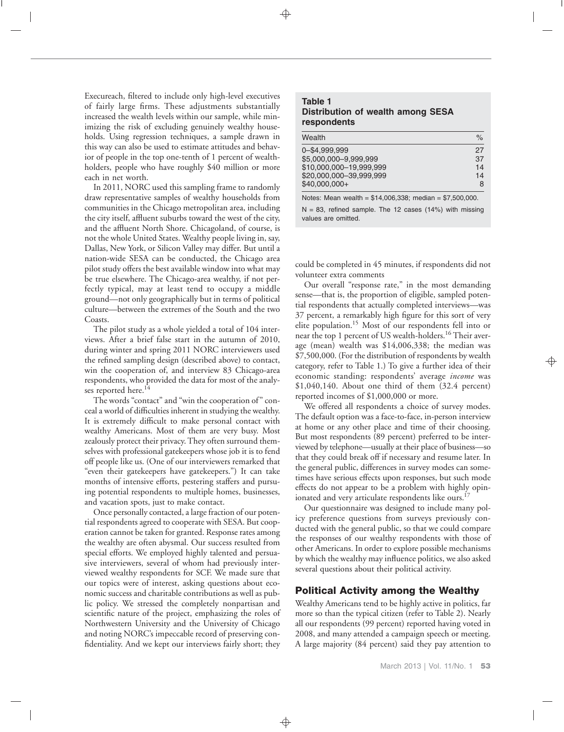Execureach, filtered to include only high-level executives of fairly large firms. These adjustments substantially increased the wealth levels within our sample, while minimizing the risk of excluding genuinely wealthy households. Using regression techniques, a sample drawn in this way can also be used to estimate attitudes and behavior of people in the top one-tenth of 1 percent of wealthholders, people who have roughly $40 million or more each in net worth.

In 2011, NORC used this sampling frame to randomly draw representative samples of wealthy households from communities in the Chicago metropolitan area, including the city itself, affluent suburbs toward the west of the city, and the affluent North Shore. Chicagoland, of course, is not the whole United States. Wealthy people living in, say, Dallas, New York, or Silicon Valley may differ. But until a nation-wide SESA can be conducted, the Chicago area pilot study offers the best available window into what may be true elsewhere. The Chicago-area wealthy, if not perfectly typical, may at least tend to occupy a middle ground—not only geographically but in terms of political culture—between the extremes of the South and the two Coasts.

The pilot study as a whole yielded a total of 104 interviews. After a brief false start in the autumn of 2010, during winter and spring 2011 NORC interviewers used the refined sampling design (described above) to contact, win the cooperation of, and interview 83 Chicago-area respondents, who provided the data for most of the analyses reported here.[14]

The words "contact" and "win the cooperation of" conceal a world of difficulties inherent in studying the wealthy. It is extremely difficult to make personal contact with wealthy Americans. Most of them are very busy. Most zealously protect their privacy. They often surround themselves with professional gatekeepers whose job it is to fend off people like us. (One of our interviewers remarked that "even their gatekeepers have gatekeepers.") It can take months of intensive efforts, pestering staffers and pursuing potential respondents to multiple homes, businesses, and vacation spots, just to make contact.

Once personally contacted, a large fraction of our potential respondents agreed to cooperate with SESA. But cooperation cannot be taken for granted. Response rates among the wealthy are often abysmal. Our success resulted from special efforts. We employed highly talented and persuasive interviewers, several of whom had previously interviewed wealthy respondents for SCF. We made sure that our topics were of interest, asking questions about economic success and charitable contributions as well as public policy. We stressed the completely nonpartisan and scientific nature of the project, emphasizing the roles of Northwestern University and the University of Chicago and noting NORC's impeccable record of preserving confidentiality. And we kept our interviews fairly short; they could be completed in 45 minutes, if respondents did not volunteer extra comments

**Table 1**
**Distribution of wealth among SESA respondents**

| Wealth | % |
|---|---|
| 0–$4,999,999 | 27 |
| $5,000,000–9,999,999 | 37 |
| $10,000,000–19,999,999 | 14 |
| $20,000,000–39,999,999 | 14 |
| $40,000,000+ | 8 |

Notes: Mean wealth = $14,006,338; median = $7,500,000.

N = 83, refined sample. The 12 cases (14%) with missing values are omitted.

Our overall "response rate," in the most demanding sense—that is, the proportion of eligible, sampled potential respondents that actually completed interviews—was 37 percent, a remarkably high figure for this sort of very elite population.[15] Most of our respondents fell into or near the top 1 percent of US wealth-holders.[16] Their average (mean) wealth was $14,006,338; the median was $7,500,000. (For the distribution of respondents by wealth category, refer to Table 1.) To give a further idea of their economic standing: respondents' average *income* was $1,040,140. About one third of them (32.4 percent) reported incomes of $1,000,000 or more.

We offered all respondents a choice of survey modes. The default option was a face-to-face, in-person interview at home or any other place and time of their choosing. But most respondents (89 percent) preferred to be interviewed by telephone—usually at their place of business—so that they could break off if necessary and resume later. In the general public, differences in survey modes can sometimes have serious effects upon responses, but such mode effects do not appear to be a problem with highly opinionated and very articulate respondents like ours.[17]

Our questionnaire was designed to include many policy preference questions from surveys previously conducted with the general public, so that we could compare the responses of our wealthy respondents with those of other Americans. In order to explore possible mechanisms by which the wealthy may influence politics, we also asked several questions about their political activity.

## Political Activity among the Wealthy

Wealthy Americans tend to be highly active in politics, far more so than the typical citizen (refer to Table 2). Nearly all our respondents (99 percent) reported having voted in 2008, and many attended a campaign speech or meeting. A large majority (84 percent) said they pay attention to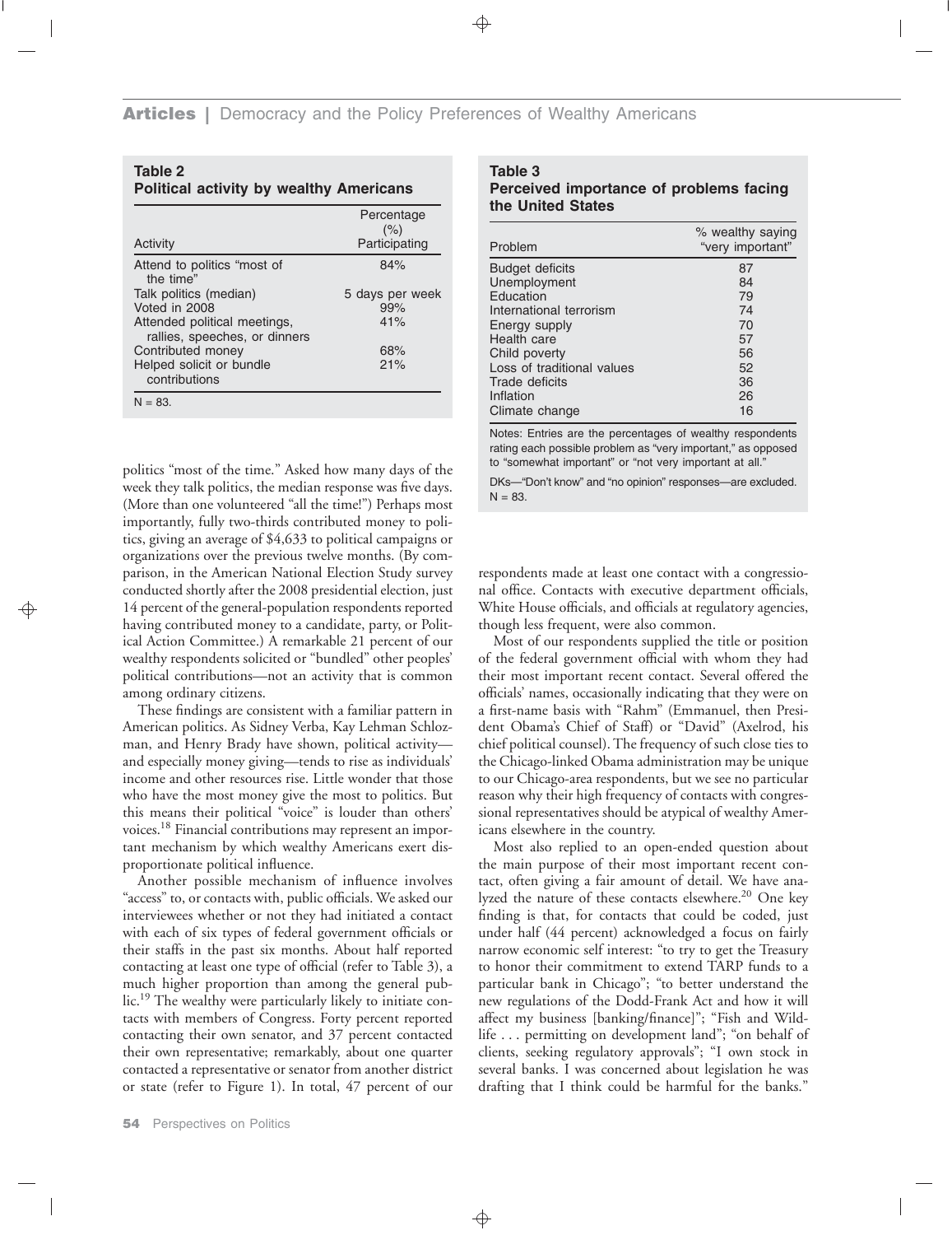**Table 2**
**Political activity by wealthy Americans**

| Activity | Percentage (%) Participating |
|---|---|
| Attend to politics "most of the time" | 84% |
| Talk politics (median) | 5 days per week |
| Voted in 2008 | 99% |
| Attended political meetings, rallies, speeches, or dinners | 41% |
| Contributed money | 68% |
| Helped solicit or bundle contributions | 21% |

N = 83.

**Table 3**
**Perceived importance of problems facing the United States**

| Problem | % wealthy saying "very important" |
|---|---|
| Budget deficits | 87 |
| Unemployment | 84 |
| Education | 79 |
| International terrorism | 74 |
| Energy supply | 70 |
| Health care | 57 |
| Child poverty | 56 |
| Loss of traditional values | 52 |
| Trade deficits | 36 |
| Inflation | 26 |
| Climate change | 16 |

Notes: Entries are the percentages of wealthy respondents rating each possible problem as "very important," as opposed to "somewhat important" or "not very important at all."

DKs—"Don't know" and "no opinion" responses—are excluded. N = 83.

politics "most of the time." Asked how many days of the week they talk politics, the median response was five days. (More than one volunteered "all the time!") Perhaps most importantly, fully two-thirds contributed money to politics, giving an average of $4,633 to political campaigns or organizations over the previous twelve months. (By comparison, in the American National Election Study survey conducted shortly after the 2008 presidential election, just 14 percent of the general-population respondents reported having contributed money to a candidate, party, or Political Action Committee.) A remarkable 21 percent of our wealthy respondents solicited or "bundled" other peoples' political contributions—not an activity that is common among ordinary citizens.

These findings are consistent with a familiar pattern in American politics. As Sidney Verba, Kay Lehman Schlozman, and Henry Brady have shown, political activity—and especially money giving—tends to rise as individuals' income and other resources rise. Little wonder that those who have the most money give the most to politics. But this means their political "voice" is louder than others' voices.[18] Financial contributions may represent an important mechanism by which wealthy Americans exert disproportionate political influence.

Another possible mechanism of influence involves "access" to, or contacts with, public officials. We asked our interviewees whether or not they had initiated a contact with each of six types of federal government officials or their staffs in the past six months. About half reported contacting at least one type of official (refer to Table 3), a much higher proportion than among the general public.[19] The wealthy were particularly likely to initiate contacts with members of Congress. Forty percent reported contacting their own senator, and 37 percent contacted their own representative; remarkably, about one quarter contacted a representative or senator from another district or state (refer to Figure 1). In total, 47 percent of our respondents made at least one contact with a congressional office. Contacts with executive department officials, White House officials, and officials at regulatory agencies, though less frequent, were also common.

Most of our respondents supplied the title or position of the federal government official with whom they had their most important recent contact. Several offered the officials' names, occasionally indicating that they were on a first-name basis with "Rahm" (Emmanuel, then President Obama's Chief of Staff) or "David" (Axelrod, his chief political counsel). The frequency of such close ties to the Chicago-linked Obama administration may be unique to our Chicago-area respondents, but we see no particular reason why their high frequency of contacts with congressional representatives should be atypical of wealthy Americans elsewhere in the country.

Most also replied to an open-ended question about the main purpose of their most important recent contact, often giving a fair amount of detail. We have analyzed the nature of these contacts elsewhere.[20] One key finding is that, for contacts that could be coded, just under half (44 percent) acknowledged a focus on fairly narrow economic self interest: "to try to get the Treasury to honor their commitment to extend TARP funds to a particular bank in Chicago"; "to better understand the new regulations of the Dodd-Frank Act and how it will affect my business [banking/finance]"; "Fish and Wildlife . . . permitting on development land"; "on behalf of clients, seeking regulatory approvals"; "I own stock in several banks. I was concerned about legislation he was drafting that I think could be harmful for the banks."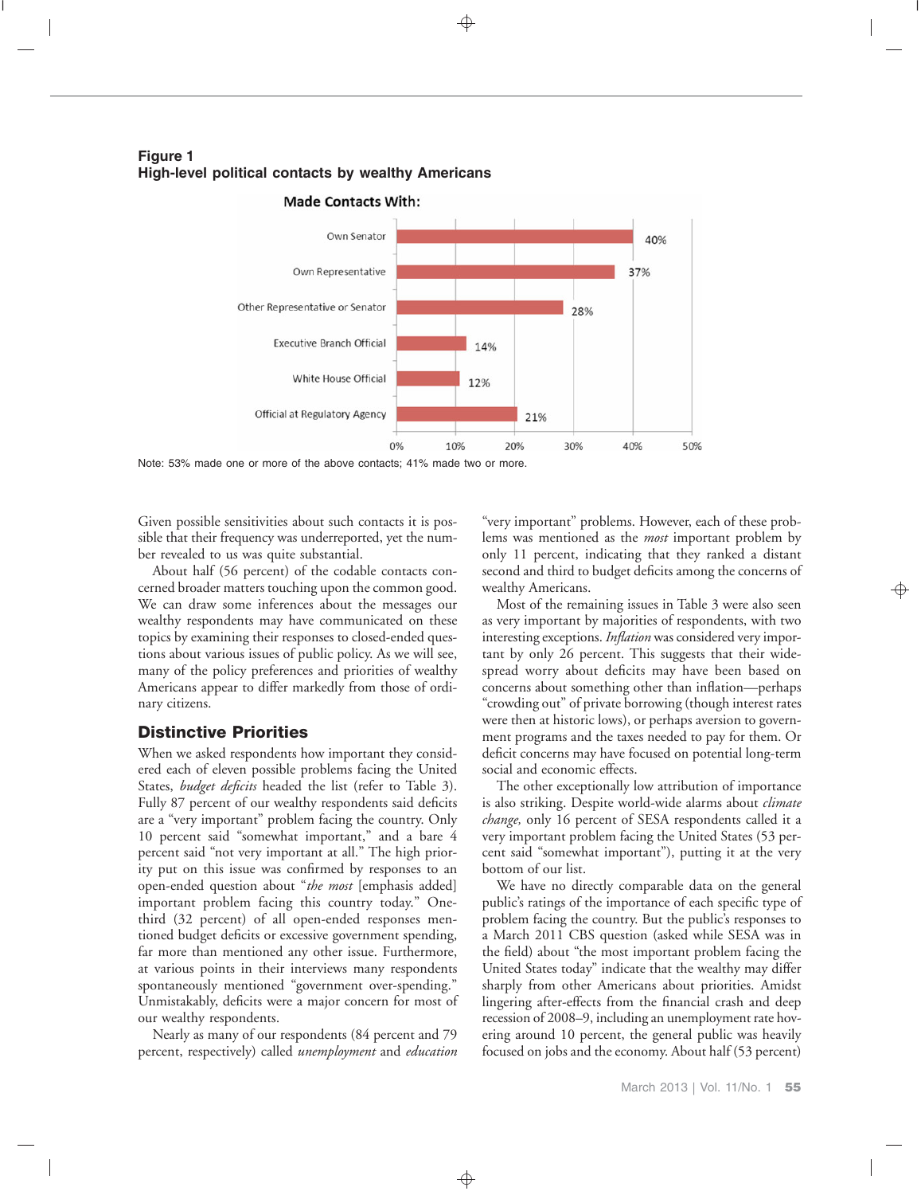**Figure 1**
**High-level political contacts by wealthy Americans**

Made Contacts With:

| Contact | Percent |
|---|---|
| Own Senator | 40% |
| Own Representative | 37% |
| Other Representative or Senator | 28% |
| Executive Branch Official | 14% |
| White House Official | 12% |
| Official at Regulatory Agency | 21% |

Note: 53% made one or more of the above contacts; 41% made two or more.

Given possible sensitivities about such contacts it is possible that their frequency was underreported, yet the number revealed to us was quite substantial.

About half (56 percent) of the codable contacts concerned broader matters touching upon the common good. We can draw some inferences about the messages our wealthy respondents may have communicated on these topics by examining their responses to closed-ended questions about various issues of public policy. As we will see, many of the policy preferences and priorities of wealthy Americans appear to differ markedly from those of ordinary citizens.

## Distinctive Priorities

When we asked respondents how important they considered each of eleven possible problems facing the United States, *budget deficits* headed the list (refer to Table 3). Fully 87 percent of our wealthy respondents said deficits are a "very important" problem facing the country. Only 10 percent said "somewhat important," and a bare 4 percent said "not very important at all." The high priority put on this issue was confirmed by responses to an open-ended question about "*the most* [emphasis added] important problem facing this country today." One-third (32 percent) of all open-ended responses mentioned budget deficits or excessive government spending, far more than mentioned any other issue. Furthermore, at various points in their interviews many respondents spontaneously mentioned "government over-spending." Unmistakably, deficits were a major concern for most of our wealthy respondents.

Nearly as many of our respondents (84 percent and 79 percent, respectively) called *unemployment* and *education* "very important" problems. However, each of these problems was mentioned as the *most* important problem by only 11 percent, indicating that they ranked a distant second and third to budget deficits among the concerns of wealthy Americans.

Most of the remaining issues in Table 3 were also seen as very important by majorities of respondents, with two interesting exceptions. *Inflation* was considered very important by only 26 percent. This suggests that their widespread worry about deficits may have been based on concerns about something other than inflation—perhaps "crowding out" of private borrowing (though interest rates were then at historic lows), or perhaps aversion to government programs and the taxes needed to pay for them. Or deficit concerns may have focused on potential long-term social and economic effects.

The other exceptionally low attribution of importance is also striking. Despite world-wide alarms about *climate change,* only 16 percent of SESA respondents called it a very important problem facing the United States (53 percent said "somewhat important"), putting it at the very bottom of our list.

We have no directly comparable data on the general public's ratings of the importance of each specific type of problem facing the country. But the public's responses to a March 2011 CBS question (asked while SESA was in the field) about "the most important problem facing the United States today" indicate that the wealthy may differ sharply from other Americans about priorities. Amidst lingering after-effects from the financial crash and deep recession of 2008–9, including an unemployment rate hovering around 10 percent, the general public was heavily focused on jobs and the economy. About half (53 percent)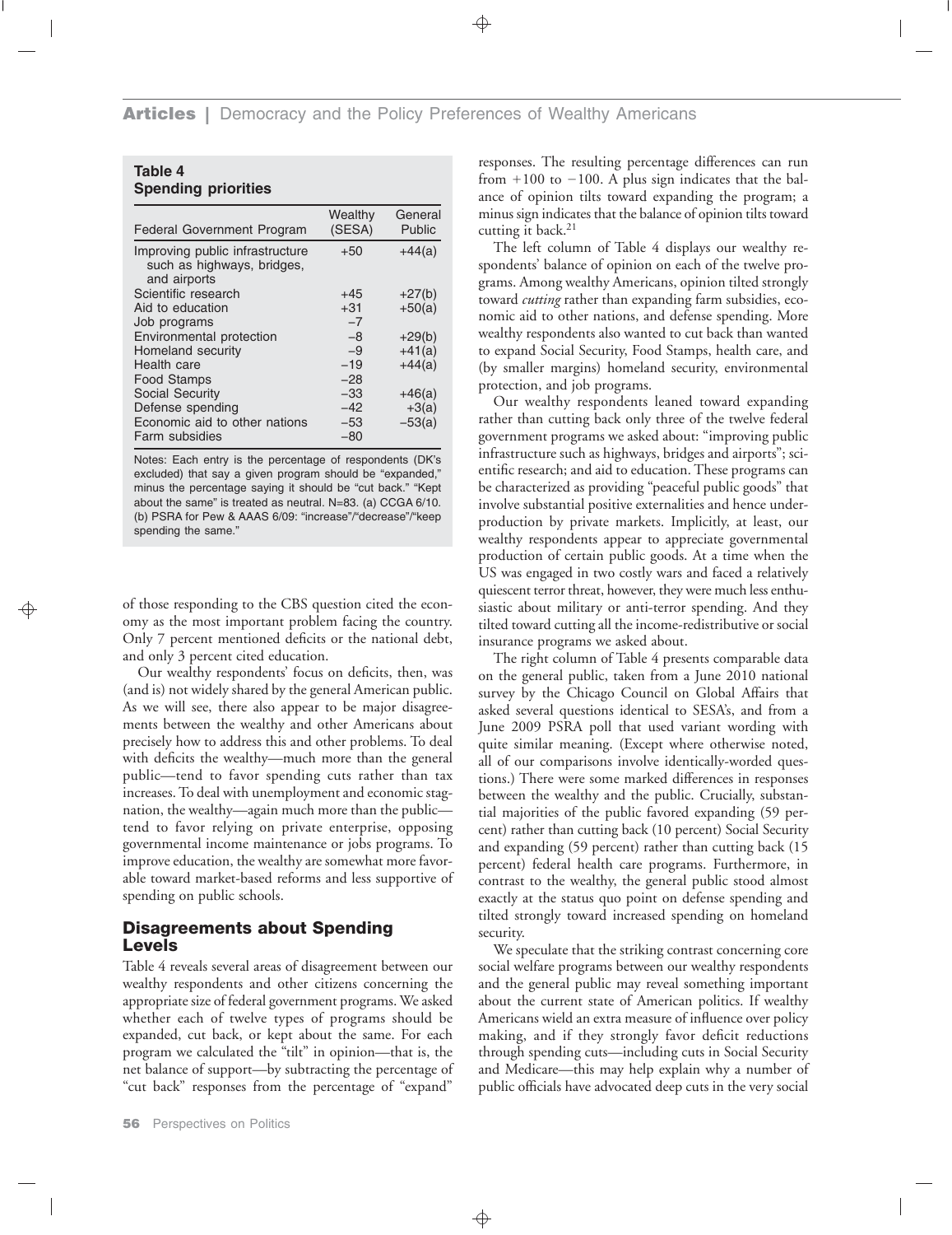**Table 4**
**Spending priorities**

| Federal Government Program | Wealthy (SESA) | General Public |
|---|---|---|
| Improving public infrastructure such as highways, bridges, and airports | +50 | +44(a) |
| Scientific research | +45 | +27(b) |
| Aid to education | +31 | +50(a) |
| Job programs | −7 | |
| Environmental protection | −8 | +29(b) |
| Homeland security | −9 | +41(a) |
| Health care | −19 | +44(a) |
| Food Stamps | −28 | |
| Social Security | −33 | +46(a) |
| Defense spending | −42 | +3(a) |
| Economic aid to other nations | −53 | −53(a) |
| Farm subsidies | −80 | |

Notes: Each entry is the percentage of respondents (DK's excluded) that say a given program should be "expanded," minus the percentage saying it should be "cut back." "Kept about the same" is treated as neutral. N=83. (a) CCGA 6/10. (b) PSRA for Pew & AAAS 6/09: "increase"/"decrease"/"keep spending the same."

of those responding to the CBS question cited the economy as the most important problem facing the country. Only 7 percent mentioned deficits or the national debt, and only 3 percent cited education.

Our wealthy respondents' focus on deficits, then, was (and is) not widely shared by the general American public. As we will see, there also appear to be major disagreements between the wealthy and other Americans about precisely how to address this and other problems. To deal with deficits the wealthy—much more than the general public—tend to favor spending cuts rather than tax increases. To deal with unemployment and economic stagnation, the wealthy—again much more than the public—tend to favor relying on private enterprise, opposing governmental income maintenance or jobs programs. To improve education, the wealthy are somewhat more favorable toward market-based reforms and less supportive of spending on public schools.

## Disagreements about Spending Levels

Table 4 reveals several areas of disagreement between our wealthy respondents and other citizens concerning the appropriate size of federal government programs. We asked whether each of twelve types of programs should be expanded, cut back, or kept about the same. For each program we calculated the "tilt" in opinion—that is, the net balance of support—by subtracting the percentage of "cut back" responses from the percentage of "expand" responses. The resulting percentage differences can run from +100 to −100. A plus sign indicates that the balance of opinion tilts toward expanding the program; a minus sign indicates that the balance of opinion tilts toward cutting it back.[21]

The left column of Table 4 displays our wealthy respondents' balance of opinion on each of the twelve programs. Among wealthy Americans, opinion tilted strongly toward *cutting* rather than expanding farm subsidies, economic aid to other nations, and defense spending. More wealthy respondents also wanted to cut back than wanted to expand Social Security, Food Stamps, health care, and (by smaller margins) homeland security, environmental protection, and job programs.

Our wealthy respondents leaned toward expanding rather than cutting back only three of the twelve federal government programs we asked about: "improving public infrastructure such as highways, bridges and airports"; scientific research; and aid to education. These programs can be characterized as providing "peaceful public goods" that involve substantial positive externalities and hence underproduction by private markets. Implicitly, at least, our wealthy respondents appear to appreciate governmental production of certain public goods. At a time when the US was engaged in two costly wars and faced a relatively quiescent terror threat, however, they were much less enthusiastic about military or anti-terror spending. And they tilted toward cutting all the income-redistributive or social insurance programs we asked about.

The right column of Table 4 presents comparable data on the general public, taken from a June 2010 national survey by the Chicago Council on Global Affairs that asked several questions identical to SESA's, and from a June 2009 PSRA poll that used variant wording with quite similar meaning. (Except where otherwise noted, all of our comparisons involve identically-worded questions.) There were some marked differences in responses between the wealthy and the public. Crucially, substantial majorities of the public favored expanding (59 percent) rather than cutting back (10 percent) Social Security and expanding (59 percent) rather than cutting back (15 percent) federal health care programs. Furthermore, in contrast to the wealthy, the general public stood almost exactly at the status quo point on defense spending and tilted strongly toward increased spending on homeland security.

We speculate that the striking contrast concerning core social welfare programs between our wealthy respondents and the general public may reveal something important about the current state of American politics. If wealthy Americans wield an extra measure of influence over policy making, and if they strongly favor deficit reductions through spending cuts—including cuts in Social Security and Medicare—this may help explain why a number of public officials have advocated deep cuts in the very social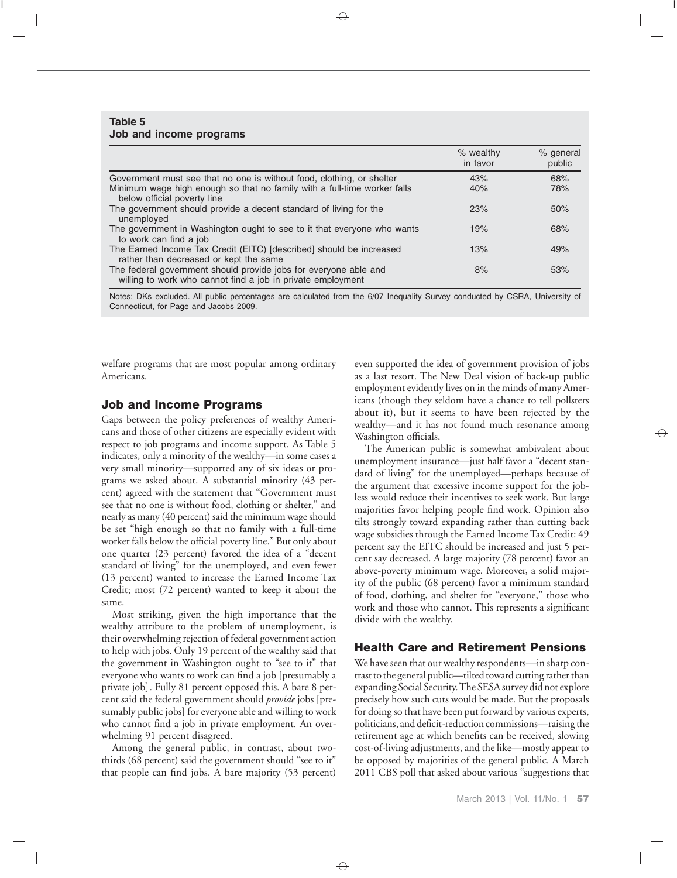**Table 5**
**Job and income programs**

| | % wealthy in favor | % general public |
|---|---|---|
| Government must see that no one is without food, clothing, or shelter | 43% | 68% |
| Minimum wage high enough so that no family with a full-time worker falls below official poverty line | 40% | 78% |
| The government should provide a decent standard of living for the unemployed | 23% | 50% |
| The government in Washington ought to see to it that everyone who wants to work can find a job | 19% | 68% |
| The Earned Income Tax Credit (EITC) [described] should be increased rather than decreased or kept the same | 13% | 49% |
| The federal government should provide jobs for everyone able and willing to work who cannot find a job in private employment | 8% | 53% |

Notes: DKs excluded. All public percentages are calculated from the 6/07 Inequality Survey conducted by CSRA, University of Connecticut, for Page and Jacobs 2009.

welfare programs that are most popular among ordinary Americans.

## Job and Income Programs

Gaps between the policy preferences of wealthy Americans and those of other citizens are especially evident with respect to job programs and income support. As Table 5 indicates, only a minority of the wealthy—in some cases a very small minority—supported any of six ideas or programs we asked about. A substantial minority (43 percent) agreed with the statement that "Government must see that no one is without food, clothing or shelter," and nearly as many (40 percent) said the minimum wage should be set "high enough so that no family with a full-time worker falls below the official poverty line." But only about one quarter (23 percent) favored the idea of a "decent standard of living" for the unemployed, and even fewer (13 percent) wanted to increase the Earned Income Tax Credit; most (72 percent) wanted to keep it about the same.

Most striking, given the high importance that the wealthy attribute to the problem of unemployment, is their overwhelming rejection of federal government action to help with jobs. Only 19 percent of the wealthy said that the government in Washington ought to "see to it" that everyone who wants to work can find a job [presumably a private job]. Fully 81 percent opposed this. A bare 8 percent said the federal government should *provide* jobs [presumably public jobs] for everyone able and willing to work who cannot find a job in private employment. An overwhelming 91 percent disagreed.

Among the general public, in contrast, about two-thirds (68 percent) said the government should "see to it" that people can find jobs. A bare majority (53 percent) even supported the idea of government provision of jobs as a last resort. The New Deal vision of back-up public employment evidently lives on in the minds of many Americans (though they seldom have a chance to tell pollsters about it), but it seems to have been rejected by the wealthy—and it has not found much resonance among Washington officials.

The American public is somewhat ambivalent about unemployment insurance—just half favor a "decent standard of living" for the unemployed—perhaps because of the argument that excessive income support for the jobless would reduce their incentives to seek work. But large majorities favor helping people find work. Opinion also tilts strongly toward expanding rather than cutting back wage subsidies through the Earned Income Tax Credit: 49 percent say the EITC should be increased and just 5 percent say decreased. A large majority (78 percent) favor an above-poverty minimum wage. Moreover, a solid majority of the public (68 percent) favor a minimum standard of food, clothing, and shelter for "everyone," those who work and those who cannot. This represents a significant divide with the wealthy.

## Health Care and Retirement Pensions

We have seen that our wealthy respondents—in sharp contrast to the general public—tilted toward cutting rather than expanding Social Security. The SESA survey did not explore precisely how such cuts would be made. But the proposals for doing so that have been put forward by various experts, politicians, and deficit-reduction commissions—raising the retirement age at which benefits can be received, slowing cost-of-living adjustments, and the like—mostly appear to be opposed by majorities of the general public. A March 2011 CBS poll that asked about various "suggestions that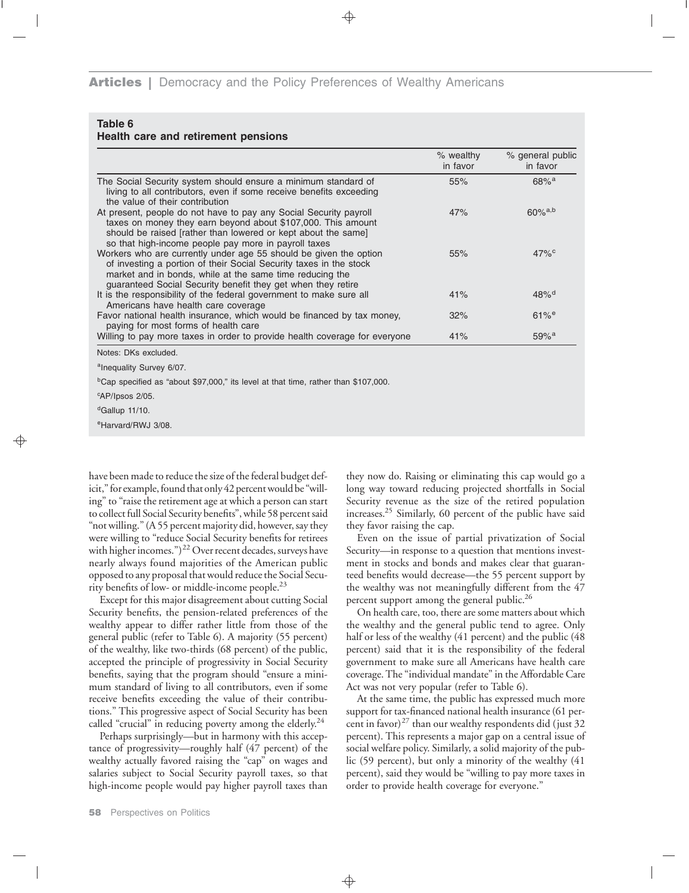**Table 6**
**Health care and retirement pensions**

| | % wealthy in favor | % general public in favor |
|---|---|---|
| The Social Security system should ensure a minimum standard of living to all contributors, even if some receive benefits exceeding the value of their contribution | 55% | 68%[a] |
| At present, people do not have to pay any Social Security payroll taxes on money they earn beyond about $107,000. This amount should be raised [rather than lowered or kept about the same] so that high-income people pay more in payroll taxes | 47% | 60%[a,b] |
| Workers who are currently under age 55 should be given the option of investing a portion of their Social Security taxes in the stock market and in bonds, while at the same time reducing the guaranteed Social Security benefit they get when they retire | 55% | 47%[c] |
| It is the responsibility of the federal government to make sure all Americans have health care coverage | 41% | 48%[d] |
| Favor national health insurance, which would be financed by tax money, paying for most forms of health care | 32% | 61%[e] |
| Willing to pay more taxes in order to provide health coverage for everyone | 41% | 59%[a] |

Notes: DKs excluded.

[a]Inequality Survey 6/07.

[b]Cap specified as "about $97,000," its level at that time, rather than $107,000.

[c]AP/Ipsos 2/05.

[d]Gallup 11/10.

[e]Harvard/RWJ 3/08.

have been made to reduce the size of the federal budget deficit," for example, found that only 42 percent would be "willing" to "raise the retirement age at which a person can start to collect full Social Security benefits", while 58 percent said "not willing." (A 55 percent majority did, however, say they were willing to "reduce Social Security benefits for retirees with higher incomes.")[22] Over recent decades, surveys have nearly always found majorities of the American public opposed to any proposal that would reduce the Social Security benefits of low- or middle-income people.[23]

Except for this major disagreement about cutting Social Security benefits, the pension-related preferences of the wealthy appear to differ rather little from those of the general public (refer to Table 6). A majority (55 percent) of the wealthy, like two-thirds (68 percent) of the public, accepted the principle of progressivity in Social Security benefits, saying that the program should "ensure a minimum standard of living to all contributors, even if some receive benefits exceeding the value of their contributions." This progressive aspect of Social Security has been called "crucial" in reducing poverty among the elderly.[24]

Perhaps surprisingly—but in harmony with this acceptance of progressivity—roughly half (47 percent) of the wealthy actually favored raising the "cap" on wages and salaries subject to Social Security payroll taxes, so that high-income people would pay higher payroll taxes than they now do. Raising or eliminating this cap would go a long way toward reducing projected shortfalls in Social Security revenue as the size of the retired population increases.[25] Similarly, 60 percent of the public have said they favor raising the cap.

Even on the issue of partial privatization of Social Security—in response to a question that mentions investment in stocks and bonds and makes clear that guaranteed benefits would decrease—the 55 percent support by the wealthy was not meaningfully different from the 47 percent support among the general public.[26]

On health care, too, there are some matters about which the wealthy and the general public tend to agree. Only half or less of the wealthy (41 percent) and the public (48 percent) said that it is the responsibility of the federal government to make sure all Americans have health care coverage. The "individual mandate" in the Affordable Care Act was not very popular (refer to Table 6).

At the same time, the public has expressed much more support for tax-financed national health insurance (61 percent in favor)[27] than our wealthy respondents did (just 32 percent). This represents a major gap on a central issue of social welfare policy. Similarly, a solid majority of the public (59 percent), but only a minority of the wealthy (41 percent), said they would be "willing to pay more taxes in order to provide health coverage for everyone."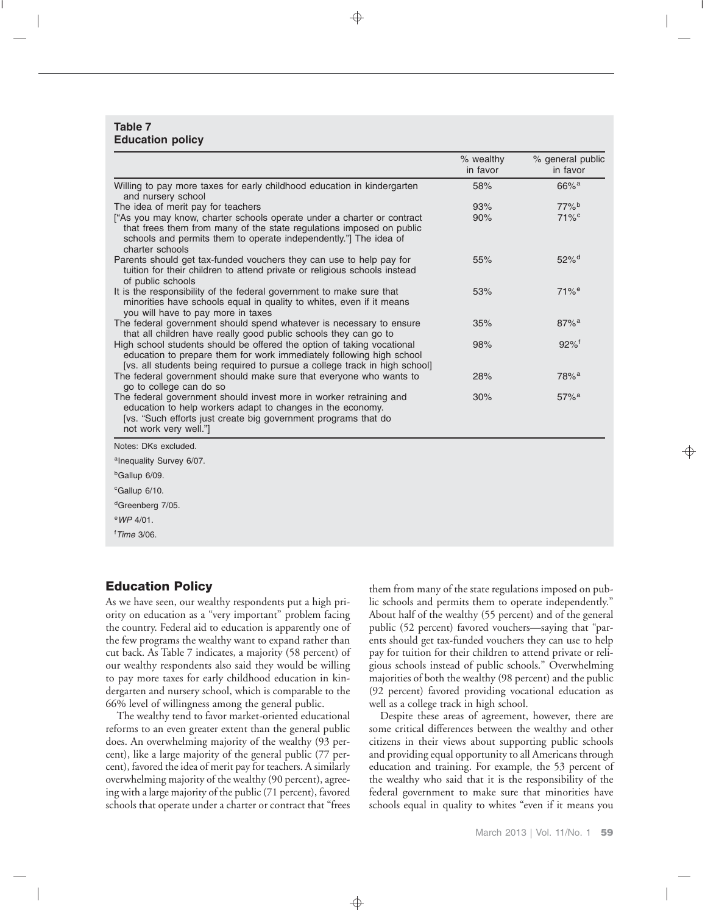**Table 7**
**Education policy**

| | % wealthy in favor | % general public in favor |
|---|---|---|
| Willing to pay more taxes for early childhood education in kindergarten and nursery school | 58% | 66%[a] |
| The idea of merit pay for teachers | 93% | 77%[b] |
| ["As you may know, charter schools operate under a charter or contract that frees them from many of the state regulations imposed on public schools and permits them to operate independently."] The idea of charter schools | 90% | 71%[c] |
| Parents should get tax-funded vouchers they can use to help pay for tuition for their children to attend private or religious schools instead of public schools | 55% | 52%[d] |
| It is the responsibility of the federal government to make sure that minorities have schools equal in quality to whites, even if it means you will have to pay more in taxes | 53% | 71%[e] |
| The federal government should spend whatever is necessary to ensure that all children have really good public schools they can go to | 35% | 87%[a] |
| High school students should be offered the option of taking vocational education to prepare them for work immediately following high school [vs. all students being required to pursue a college track in high school] | 98% | 92%[f] |
| The federal government should make sure that everyone who wants to go to college can do so | 28% | 78%[a] |
| The federal government should invest more in worker retraining and education to help workers adapt to changes in the economy. [vs. "Such efforts just create big government programs that do not work very well."] | 30% | 57%[a] |

Notes: DKs excluded.

[a]Inequality Survey 6/07.

[b]Gallup 6/09.

[c]Gallup 6/10.

[d]Greenberg 7/05.

[e]*WP* 4/01.

[f]*Time* 3/06.

## Education Policy

As we have seen, our wealthy respondents put a high priority on education as a "very important" problem facing the country. Federal aid to education is apparently one of the few programs the wealthy want to expand rather than cut back. As Table 7 indicates, a majority (58 percent) of our wealthy respondents also said they would be willing to pay more taxes for early childhood education in kindergarten and nursery school, which is comparable to the 66% level of willingness among the general public.

The wealthy tend to favor market-oriented educational reforms to an even greater extent than the general public does. An overwhelming majority of the wealthy (93 percent), like a large majority of the general public (77 percent), favored the idea of merit pay for teachers. A similarly overwhelming majority of the wealthy (90 percent), agreeing with a large majority of the public (71 percent), favored schools that operate under a charter or contract that "frees them from many of the state regulations imposed on public schools and permits them to operate independently." About half of the wealthy (55 percent) and of the general public (52 percent) favored vouchers—saying that "parents should get tax-funded vouchers they can use to help pay for tuition for their children to attend private or religious schools instead of public schools." Overwhelming majorities of both the wealthy (98 percent) and the public (92 percent) favored providing vocational education as well as a college track in high school.

Despite these areas of agreement, however, there are some critical differences between the wealthy and other citizens in their views about supporting public schools and providing equal opportunity to all Americans through education and training. For example, the 53 percent of the wealthy who said that it is the responsibility of the federal government to make sure that minorities have schools equal in quality to whites "even if it means you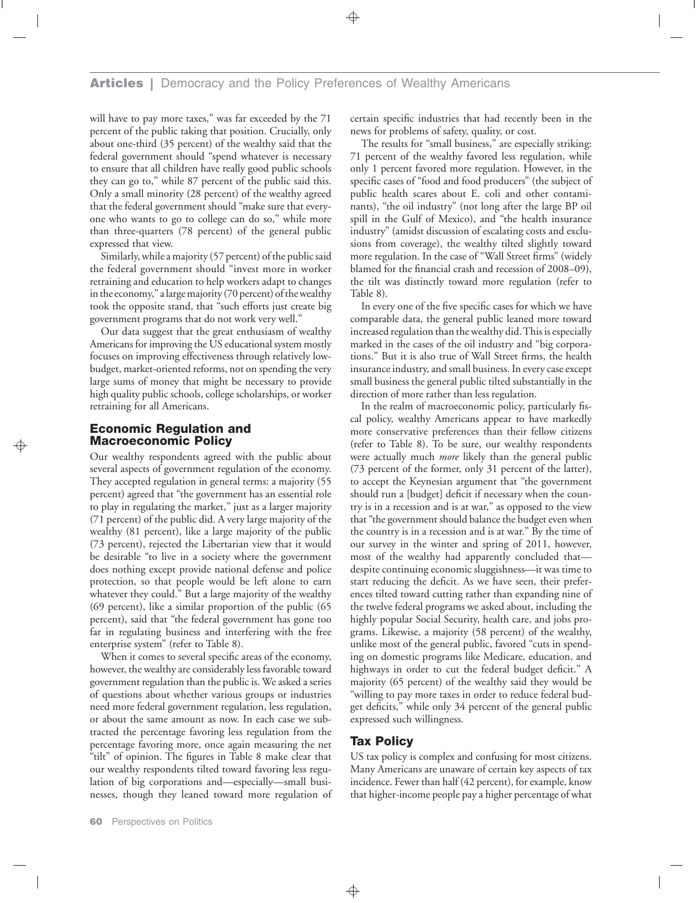will have to pay more taxes," was far exceeded by the 71 percent of the public taking that position. Crucially, only about one-third (35 percent) of the wealthy said that the federal government should "spend whatever is necessary to ensure that all children have really good public schools they can go to," while 87 percent of the public said this. Only a small minority (28 percent) of the wealthy agreed that the federal government should "make sure that everyone who wants to go to college can do so," while more than three-quarters (78 percent) of the general public expressed that view.

Similarly, while a majority (57 percent) of the public said the federal government should "invest more in worker retraining and education to help workers adapt to changes in the economy," a large majority (70 percent) of the wealthy took the opposite stand, that "such efforts just create big government programs that do not work very well."

Our data suggest that the great enthusiasm of wealthy Americans for improving the US educational system mostly focuses on improving effectiveness through relatively low-budget, market-oriented reforms, not on spending the very large sums of money that might be necessary to provide high quality public schools, college scholarships, or worker retraining for all Americans.

## Economic Regulation and Macroeconomic Policy

Our wealthy respondents agreed with the public about several aspects of government regulation of the economy. They accepted regulation in general terms: a majority (55 percent) agreed that "the government has an essential role to play in regulating the market," just as a larger majority (71 percent) of the public did. A very large majority of the wealthy (81 percent), like a large majority of the public (73 percent), rejected the Libertarian view that it would be desirable "to live in a society where the government does nothing except provide national defense and police protection, so that people would be left alone to earn whatever they could." But a large majority of the wealthy (69 percent), like a similar proportion of the public (65 percent), said that "the federal government has gone too far in regulating business and interfering with the free enterprise system" (refer to Table 8).

When it comes to several specific areas of the economy, however, the wealthy are considerably less favorable toward government regulation than the public is. We asked a series of questions about whether various groups or industries need more federal government regulation, less regulation, or about the same amount as now. In each case we subtracted the percentage favoring less regulation from the percentage favoring more, once again measuring the net "tilt" of opinion. The figures in Table 8 make clear that our wealthy respondents tilted toward favoring less regulation of big corporations and—especially—small businesses, though they leaned toward more regulation of certain specific industries that had recently been in the news for problems of safety, quality, or cost.

The results for "small business," are especially striking: 71 percent of the wealthy favored less regulation, while only 1 percent favored more regulation. However, in the specific cases of "food and food producers" (the subject of public health scares about E. coli and other contaminants), "the oil industry" (not long after the large BP oil spill in the Gulf of Mexico), and "the health insurance industry" (amidst discussion of escalating costs and exclusions from coverage), the wealthy tilted slightly toward more regulation. In the case of "Wall Street firms" (widely blamed for the financial crash and recession of 2008–09), the tilt was distinctly toward more regulation (refer to Table 8).

In every one of the five specific cases for which we have comparable data, the general public leaned more toward increased regulation than the wealthy did. This is especially marked in the cases of the oil industry and "big corporations." But it is also true of Wall Street firms, the health insurance industry, and small business. In every case except small business the general public tilted substantially in the direction of more rather than less regulation.

In the realm of macroeconomic policy, particularly fiscal policy, wealthy Americans appear to have markedly more conservative preferences than their fellow citizens (refer to Table 8). To be sure, our wealthy respondents were actually much *more* likely than the general public (73 percent of the former, only 31 percent of the latter), to accept the Keynesian argument that "the government should run a [budget] deficit if necessary when the country is in a recession and is at war," as opposed to the view that "the government should balance the budget even when the country is in a recession and is at war." By the time of our survey in the winter and spring of 2011, however, most of the wealthy had apparently concluded that—despite continuing economic sluggishness—it was time to start reducing the deficit. As we have seen, their preferences tilted toward cutting rather than expanding nine of the twelve federal programs we asked about, including the highly popular Social Security, health care, and jobs programs. Likewise, a majority (58 percent) of the wealthy, unlike most of the general public, favored "cuts in spending on domestic programs like Medicare, education, and highways in order to cut the federal budget deficit." A majority (65 percent) of the wealthy said they would be "willing to pay more taxes in order to reduce federal budget deficits," while only 34 percent of the general public expressed such willingness.

## Tax Policy

US tax policy is complex and confusing for most citizens. Many Americans are unaware of certain key aspects of tax incidence. Fewer than half (42 percent), for example, know that higher-income people pay a higher percentage of what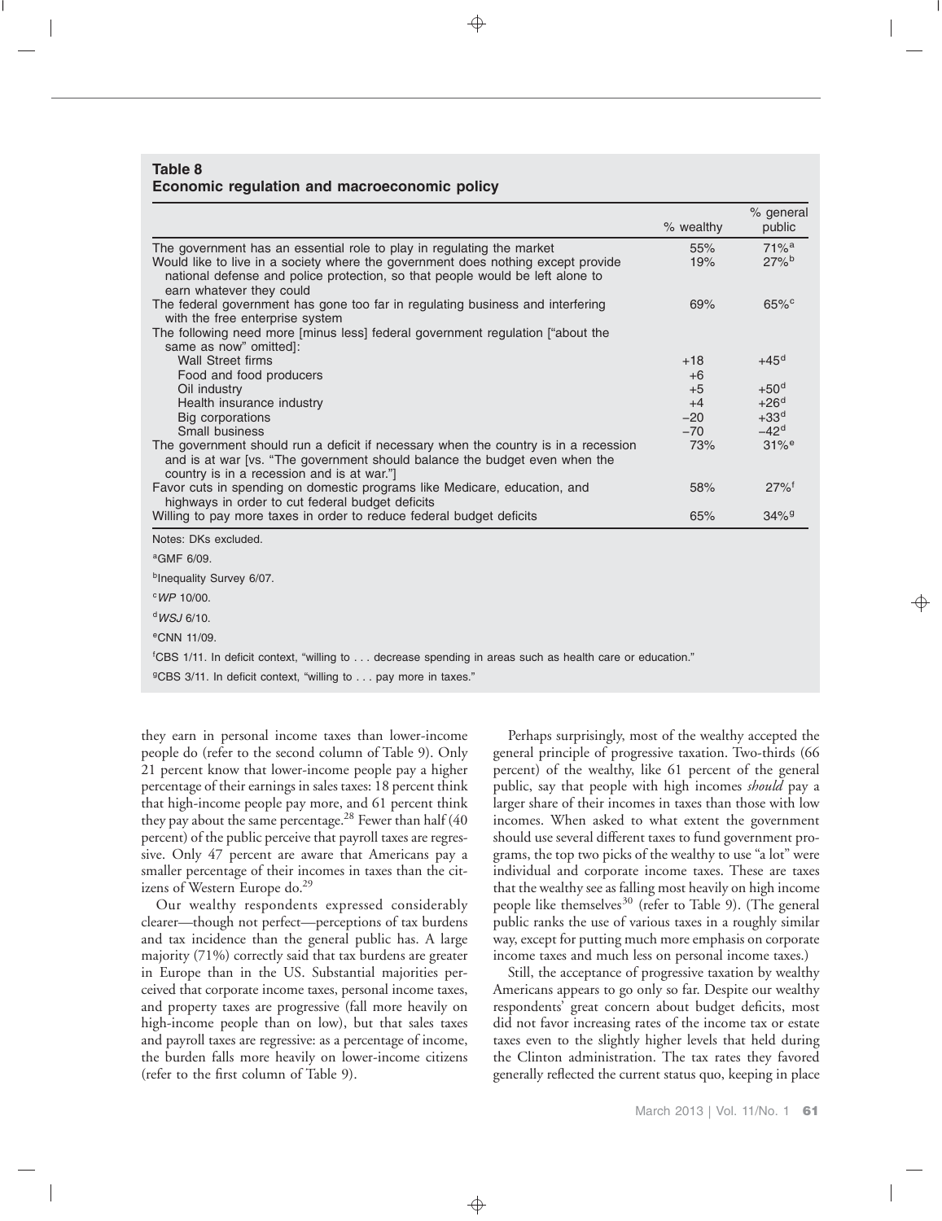**Table 8**
**Economic regulation and macroeconomic policy**

| | % wealthy | % general public |
|---|---|---|
| The government has an essential role to play in regulating the market | 55% | 71%[a] |
| Would like to live in a society where the government does nothing except provide national defense and police protection, so that people would be left alone to earn whatever they could | 19% | 27%[b] |
| The federal government has gone too far in regulating business and interfering with the free enterprise system | 69% | 65%[c] |
| The following need more [minus less] federal government regulation ["about the same as now" omitted]: | | |
| Wall Street firms | +18 | +45[d] |
| Food and food producers | +6 | |
| Oil industry | +5 | +50[d] |
| Health insurance industry | +4 | +26[d] |
| Big corporations | −20 | +33[d] |
| Small business | −70 | −42[d] |
| The government should run a deficit if necessary when the country is in a recession and is at war [vs. "The government should balance the budget even when the country is in a recession and is at war."] | 73% | 31%[e] |
| Favor cuts in spending on domestic programs like Medicare, education, and highways in order to cut federal budget deficits | 58% | 27%[f] |
| Willing to pay more taxes in order to reduce federal budget deficits | 65% | 34%[g] |

Notes: DKs excluded.

[a]GMF 6/09.

[b]Inequality Survey 6/07.

[c]*WP* 10/00.

[d]*WSJ* 6/10.

[e]CNN 11/09.

[f]CBS 1/11. In deficit context, "willing to . . . decrease spending in areas such as health care or education."

[g]CBS 3/11. In deficit context, "willing to . . . pay more in taxes."

they earn in personal income taxes than lower-income people do (refer to the second column of Table 9). Only 21 percent know that lower-income people pay a higher percentage of their earnings in sales taxes: 18 percent think that high-income people pay more, and 61 percent think they pay about the same percentage.[28] Fewer than half (40 percent) of the public perceive that payroll taxes are regressive. Only 47 percent are aware that Americans pay a smaller percentage of their incomes in taxes than the citizens of Western Europe do.[29]

Our wealthy respondents expressed considerably clearer—though not perfect—perceptions of tax burdens and tax incidence than the general public has. A large majority (71%) correctly said that tax burdens are greater in Europe than in the US. Substantial majorities perceived that corporate income taxes, personal income taxes, and property taxes are progressive (fall more heavily on high-income people than on low), but that sales taxes and payroll taxes are regressive: as a percentage of income, the burden falls more heavily on lower-income citizens (refer to the first column of Table 9).

Perhaps surprisingly, most of the wealthy accepted the general principle of progressive taxation. Two-thirds (66 percent) of the wealthy, like 61 percent of the general public, say that people with high incomes *should* pay a larger share of their incomes in taxes than those with low incomes. When asked to what extent the government should use several different taxes to fund government programs, the top two picks of the wealthy to use "a lot" were individual and corporate income taxes. These are taxes that the wealthy see as falling most heavily on high income people like themselves[30] (refer to Table 9). (The general public ranks the use of various taxes in a roughly similar way, except for putting much more emphasis on corporate income taxes and much less on personal income taxes.)

Still, the acceptance of progressive taxation by wealthy Americans appears to go only so far. Despite our wealthy respondents' great concern about budget deficits, most did not favor increasing rates of the income tax or estate taxes even to the slightly higher levels that held during the Clinton administration. The tax rates they favored generally reflected the current status quo, keeping in place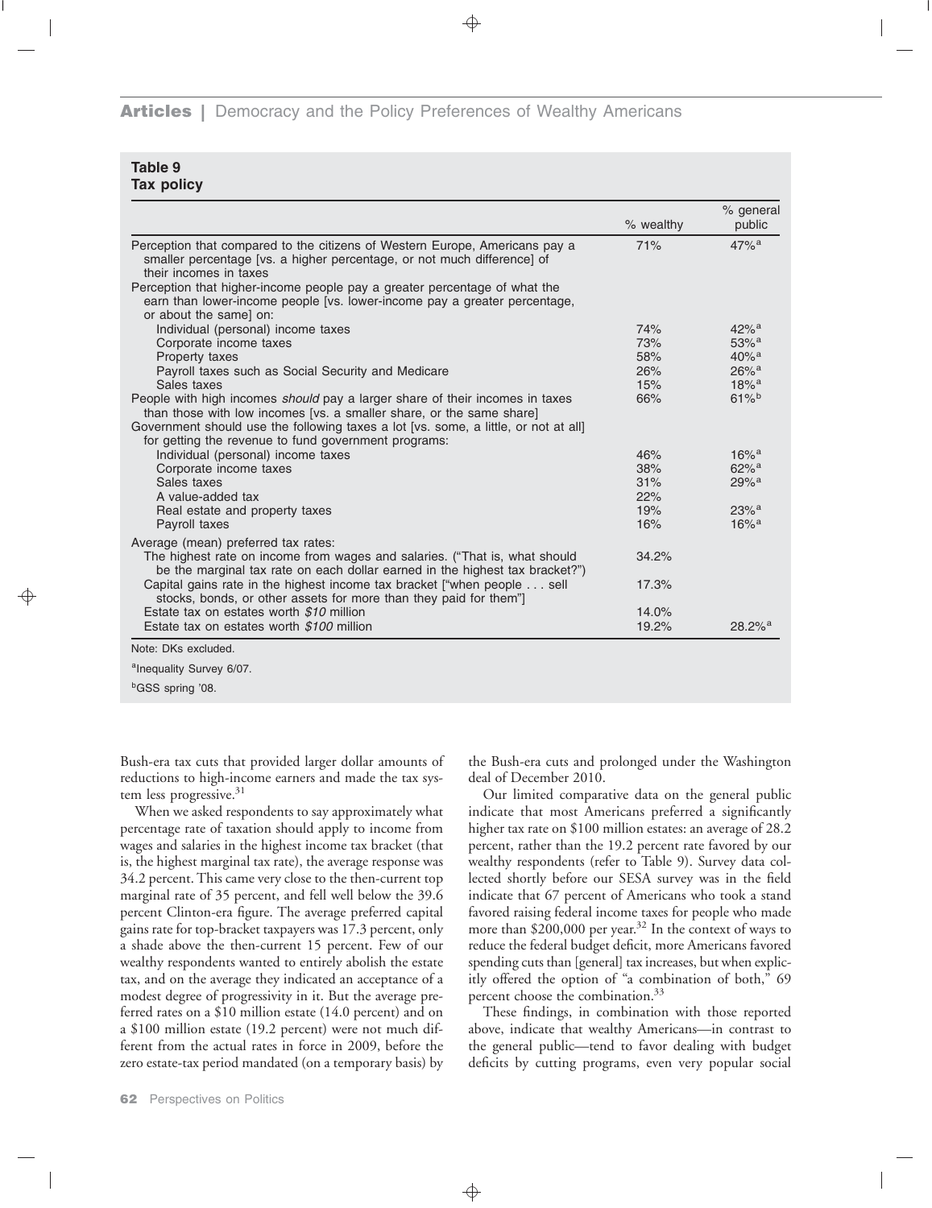**Table 9**
**Tax policy**

| | % wealthy | % general public |
|---|---|---|
| Perception that compared to the citizens of Western Europe, Americans pay a smaller percentage [vs. a higher percentage, or not much difference] of their incomes in taxes | 71% | 47%[a] |
| Perception that higher-income people pay a greater percentage of what the earn than lower-income people [vs. lower-income pay a greater percentage, or about the same] on: | | |
| Individual (personal) income taxes | 74% | 42%[a] |
| Corporate income taxes | 73% | 53%[a] |
| Property taxes | 58% | 40%[a] |
| Payroll taxes such as Social Security and Medicare | 26% | 26%[a] |
| Sales taxes | 15% | 18%[a] |
| People with high incomes *should* pay a larger share of their incomes in taxes than those with low incomes [vs. a smaller share, or the same share] | 66% | 61%[b] |
| Government should use the following taxes a lot [vs. some, a little, or not at all] for getting the revenue to fund government programs: | | |
| Individual (personal) income taxes | 46% | 16%[a] |
| Corporate income taxes | 38% | 62%[a] |
| Sales taxes | 31% | 29%[a] |
| A value-added tax | 22% | |
| Real estate and property taxes | 19% | 23%[a] |
| Payroll taxes | 16% | 16%[a] |
| Average (mean) preferred tax rates: | | |
| The highest rate on income from wages and salaries. ("That is, what should be the marginal tax rate on each dollar earned in the highest tax bracket?") | 34.2% | |
| Capital gains rate in the highest income tax bracket ["when people . . . sell stocks, bonds, or other assets for more than they paid for them"] | 17.3% | |
| Estate tax on estates worth *$10* million | 14.0% | |
| Estate tax on estates worth *$100* million | 19.2% | 28.2%[a] |

Note: DKs excluded.

[a]Inequality Survey 6/07.

[b]GSS spring '08.

Bush-era tax cuts that provided larger dollar amounts of reductions to high-income earners and made the tax system less progressive.[31]

When we asked respondents to say approximately what percentage rate of taxation should apply to income from wages and salaries in the highest income tax bracket (that is, the highest marginal tax rate), the average response was 34.2 percent. This came very close to the then-current top marginal rate of 35 percent, and fell well below the 39.6 percent Clinton-era figure. The average preferred capital gains rate for top-bracket taxpayers was 17.3 percent, only a shade above the then-current 15 percent. Few of our wealthy respondents wanted to entirely abolish the estate tax, and on the average they indicated an acceptance of a modest degree of progressivity in it. But the average preferred rates on a $10 million estate (14.0 percent) and on a $100 million estate (19.2 percent) were not much different from the actual rates in force in 2009, before the zero estate-tax period mandated (on a temporary basis) by the Bush-era cuts and prolonged under the Washington deal of December 2010.

Our limited comparative data on the general public indicate that most Americans preferred a significantly higher tax rate on $100 million estates: an average of 28.2 percent, rather than the 19.2 percent rate favored by our wealthy respondents (refer to Table 9). Survey data collected shortly before our SESA survey was in the field indicate that 67 percent of Americans who took a stand favored raising federal income taxes for people who made more than $200,000 per year.[32] In the context of ways to reduce the federal budget deficit, more Americans favored spending cuts than [general] tax increases, but when explicitly offered the option of "a combination of both," 69 percent choose the combination.[33]

These findings, in combination with those reported above, indicate that wealthy Americans—in contrast to the general public—tend to favor dealing with budget deficits by cutting programs, even very popular social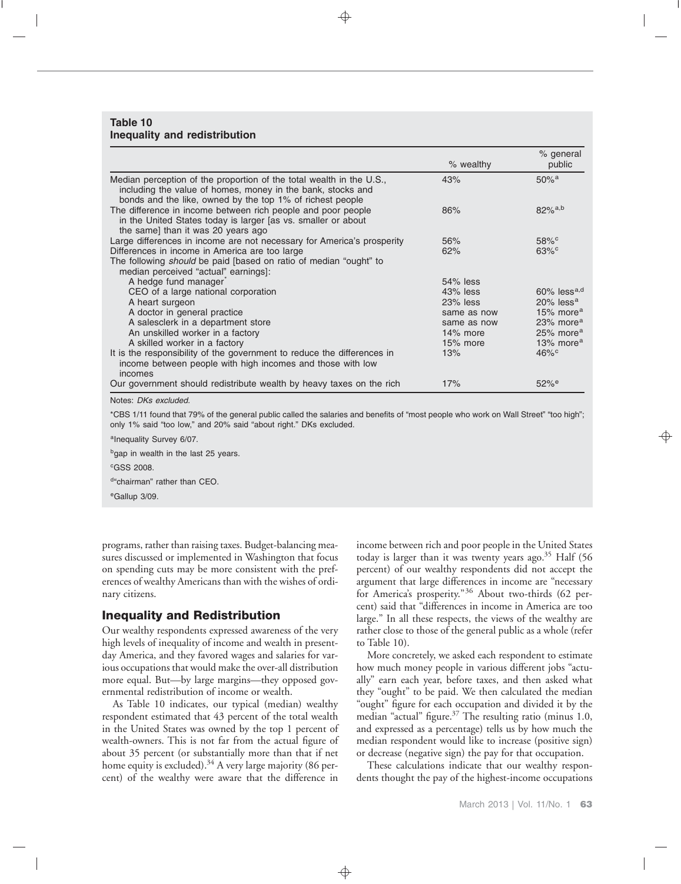**Table 10**
**Inequality and redistribution**

| | % wealthy | % general public |
|---|---|---|
| Median perception of the proportion of the total wealth in the U.S., including the value of homes, money in the bank, stocks and bonds and the like, owned by the top 1% of richest people | 43% | 50%[a] |
| The difference in income between rich people and poor people in the United States today is larger [as vs. smaller or about the same] than it was 20 years ago | 86% | 82%[a,b] |
| Large differences in income are not necessary for America's prosperity | 56% | 58%[c] |
| Differences in income in America are too large | 62% | 63%[c] |
| The following *should* be paid [based on ratio of median "ought" to median perceived "actual" earnings]: | | |
| A hedge fund manager* | 54% less | |
| CEO of a large national corporation | 43% less | 60% less[a,d] |
| A heart surgeon | 23% less | 20% less[a] |
| A doctor in general practice | same as now | 15% more[a] |
| A salesclerk in a department store | same as now | 23% more[a] |
| An unskilled worker in a factory | 14% more | 25% more[a] |
| A skilled worker in a factory | 15% more | 13% more[a] |
| It is the responsibility of the government to reduce the differences in income between people with high incomes and those with low incomes | 13% | 46%[c] |
| Our government should redistribute wealth by heavy taxes on the rich | 17% | 52%[e] |

Notes: *DKs excluded.*

*CBS 1/11 found that 79% of the general public called the salaries and benefits of "most people who work on Wall Street" "too high"; only 1% said "too low," and 20% said "about right." DKs excluded.

[a]Inequality Survey 6/07.

[b]gap in wealth in the last 25 years.

[c]GSS 2008.

[d]"chairman" rather than CEO.

[e]Gallup 3/09.

programs, rather than raising taxes. Budget-balancing measures discussed or implemented in Washington that focus on spending cuts may be more consistent with the preferences of wealthy Americans than with the wishes of ordinary citizens.

## Inequality and Redistribution

Our wealthy respondents expressed awareness of the very high levels of inequality of income and wealth in present-day America, and they favored wages and salaries for various occupations that would make the over-all distribution more equal. But—by large margins—they opposed governmental redistribution of income or wealth.

As Table 10 indicates, our typical (median) wealthy respondent estimated that 43 percent of the total wealth in the United States was owned by the top 1 percent of wealth-owners. This is not far from the actual figure of about 35 percent (or substantially more than that if net home equity is excluded).[34] A very large majority (86 percent) of the wealthy were aware that the difference in income between rich and poor people in the United States today is larger than it was twenty years ago.[35] Half (56 percent) of our wealthy respondents did not accept the argument that large differences in income are "necessary for America's prosperity."[36] About two-thirds (62 percent) said that "differences in income in America are too large." In all these respects, the views of the wealthy are rather close to those of the general public as a whole (refer to Table 10).

More concretely, we asked each respondent to estimate how much money people in various different jobs "actually" earn each year, before taxes, and then asked what they "ought" to be paid. We then calculated the median "ought" figure for each occupation and divided it by the median "actual" figure.[37] The resulting ratio (minus 1.0, and expressed as a percentage) tells us by how much the median respondent would like to increase (positive sign) or decrease (negative sign) the pay for that occupation.

These calculations indicate that our wealthy respondents thought the pay of the highest-income occupations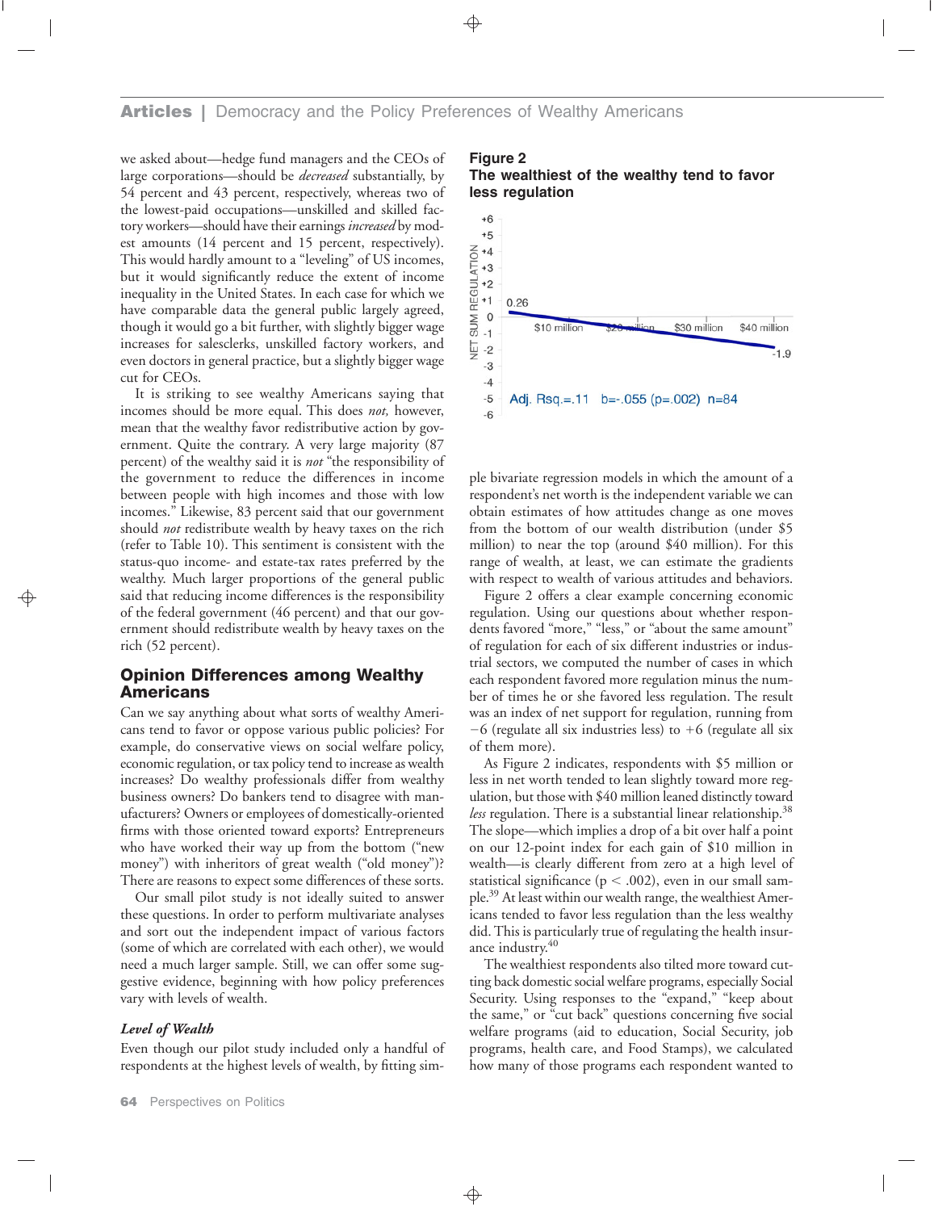we asked about—hedge fund managers and the CEOs of large corporations—should be *decreased* substantially, by 54 percent and 43 percent, respectively, whereas two of the lowest-paid occupations—unskilled and skilled factory workers—should have their earnings *increased* by modest amounts (14 percent and 15 percent, respectively). This would hardly amount to a "leveling" of US incomes, but it would significantly reduce the extent of income inequality in the United States. In each case for which we have comparable data the general public largely agreed, though it would go a bit further, with slightly bigger wage increases for salesclerks, unskilled factory workers, and even doctors in general practice, but a slightly bigger wage cut for CEOs.

It is striking to see wealthy Americans saying that incomes should be more equal. This does *not,* however, mean that the wealthy favor redistributive action by government. Quite the contrary. A very large majority (87 percent) of the wealthy said it is *not* "the responsibility of the government to reduce the differences in income between people with high incomes and those with low incomes." Likewise, 83 percent said that our government should *not* redistribute wealth by heavy taxes on the rich (refer to Table 10). This sentiment is consistent with the status-quo income- and estate-tax rates preferred by the wealthy. Much larger proportions of the general public said that reducing income differences is the responsibility of the federal government (46 percent) and that our government should redistribute wealth by heavy taxes on the rich (52 percent).

## Opinion Differences among Wealthy Americans

Can we say anything about what sorts of wealthy Americans tend to favor or oppose various public policies? For example, do conservative views on social welfare policy, economic regulation, or tax policy tend to increase as wealth increases? Do wealthy professionals differ from wealthy business owners? Do bankers tend to disagree with manufacturers? Owners or employees of domestically-oriented firms with those oriented toward exports? Entrepreneurs who have worked their way up from the bottom ("new money") with inheritors of great wealth ("old money")? There are reasons to expect some differences of these sorts.

Our small pilot study is not ideally suited to answer these questions. In order to perform multivariate analyses and sort out the independent impact of various factors (some of which are correlated with each other), we would need a much larger sample. Still, we can offer some suggestive evidence, beginning with how policy preferences vary with levels of wealth.

### *Level of Wealth*

Even though our pilot study included only a handful of respondents at the highest levels of wealth, by fitting simple bivariate regression models in which the amount of a respondent's net worth is the independent variable we can obtain estimates of how attitudes change as one moves from the bottom of our wealth distribution (under $5 million) to near the top (around $40 million). For this range of wealth, at least, we can estimate the gradients with respect to wealth of various attitudes and behaviors.

**Figure 2**
**The wealthiest of the wealthy tend to favor less regulation**

Figure 2 offers a clear example concerning economic regulation. Using our questions about whether respondents favored "more," "less," or "about the same amount" of regulation for each of six different industries or industrial sectors, we computed the number of cases in which each respondent favored more regulation minus the number of times he or she favored less regulation. The result was an index of net support for regulation, running from −6 (regulate all six industries less) to +6 (regulate all six of them more).

As Figure 2 indicates, respondents with $5 million or less in net worth tended to lean slightly toward more regulation, but those with $40 million leaned distinctly toward *less* regulation. There is a substantial linear relationship.[38] The slope—which implies a drop of a bit over half a point on our 12-point index for each gain of $10 million in wealth—is clearly different from zero at a high level of statistical significance ($p < .002$), even in our small sample.[39] At least within our wealth range, the wealthiest Americans tended to favor less regulation than the less wealthy did. This is particularly true of regulating the health insurance industry.[40]

The wealthiest respondents also tilted more toward cutting back domestic social welfare programs, especially Social Security. Using responses to the "expand," "keep about the same," or "cut back" questions concerning five social welfare programs (aid to education, Social Security, job programs, health care, and Food Stamps), we calculated how many of those programs each respondent wanted to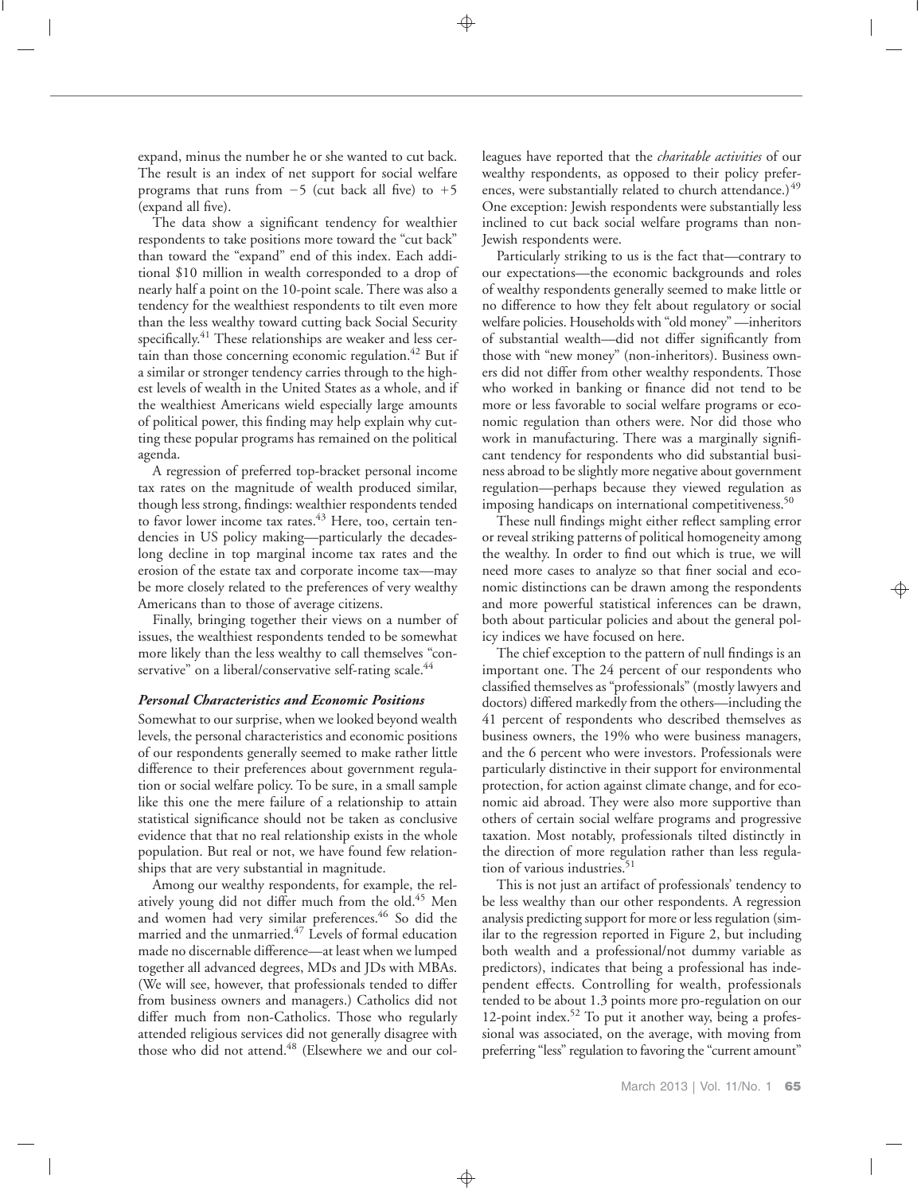expand, minus the number he or she wanted to cut back. The result is an index of net support for social welfare programs that runs from −5 (cut back all five) to +5 (expand all five).

The data show a significant tendency for wealthier respondents to take positions more toward the "cut back" than toward the "expand" end of this index. Each additional $10 million in wealth corresponded to a drop of nearly half a point on the 10-point scale. There was also a tendency for the wealthiest respondents to tilt even more than the less wealthy toward cutting back Social Security specifically.[41] These relationships are weaker and less certain than those concerning economic regulation.[42] But if a similar or stronger tendency carries through to the highest levels of wealth in the United States as a whole, and if the wealthiest Americans wield especially large amounts of political power, this finding may help explain why cutting these popular programs has remained on the political agenda.

A regression of preferred top-bracket personal income tax rates on the magnitude of wealth produced similar, though less strong, findings: wealthier respondents tended to favor lower income tax rates.[43] Here, too, certain tendencies in US policy making—particularly the decades-long decline in top marginal income tax rates and the erosion of the estate tax and corporate income tax—may be more closely related to the preferences of very wealthy Americans than to those of average citizens.

Finally, bringing together their views on a number of issues, the wealthiest respondents tended to be somewhat more likely than the less wealthy to call themselves "conservative" on a liberal/conservative self-rating scale.[44]

### *Personal Characteristics and Economic Positions*

Somewhat to our surprise, when we looked beyond wealth levels, the personal characteristics and economic positions of our respondents generally seemed to make rather little difference to their preferences about government regulation or social welfare policy. To be sure, in a small sample like this one the mere failure of a relationship to attain statistical significance should not be taken as conclusive evidence that that no real relationship exists in the whole population. But real or not, we have found few relationships that are very substantial in magnitude.

Among our wealthy respondents, for example, the relatively young did not differ much from the old.[45] Men and women had very similar preferences.[46] So did the married and the unmarried.[47] Levels of formal education made no discernable difference—at least when we lumped together all advanced degrees, MDs and JDs with MBAs. (We will see, however, that professionals tended to differ from business owners and managers.) Catholics did not differ much from non-Catholics. Those who regularly attended religious services did not generally disagree with those who did not attend.[48] (Elsewhere we and our colleagues have reported that the *charitable activities* of our wealthy respondents, as opposed to their policy preferences, were substantially related to church attendance.)[49] One exception: Jewish respondents were substantially less inclined to cut back social welfare programs than non-Jewish respondents were.

Particularly striking to us is the fact that—contrary to our expectations—the economic backgrounds and roles of wealthy respondents generally seemed to make little or no difference to how they felt about regulatory or social welfare policies. Households with "old money" —inheritors of substantial wealth—did not differ significantly from those with "new money" (non-inheritors). Business owners did not differ from other wealthy respondents. Those who worked in banking or finance did not tend to be more or less favorable to social welfare programs or economic regulation than others were. Nor did those who work in manufacturing. There was a marginally significant tendency for respondents who did substantial business abroad to be slightly more negative about government regulation—perhaps because they viewed regulation as imposing handicaps on international competitiveness.[50]

These null findings might either reflect sampling error or reveal striking patterns of political homogeneity among the wealthy. In order to find out which is true, we will need more cases to analyze so that finer social and economic distinctions can be drawn among the respondents and more powerful statistical inferences can be drawn, both about particular policies and about the general policy indices we have focused on here.

The chief exception to the pattern of null findings is an important one. The 24 percent of our respondents who classified themselves as "professionals" (mostly lawyers and doctors) differed markedly from the others—including the 41 percent of respondents who described themselves as business owners, the 19% who were business managers, and the 6 percent who were investors. Professionals were particularly distinctive in their support for environmental protection, for action against climate change, and for economic aid abroad. They were also more supportive than others of certain social welfare programs and progressive taxation. Most notably, professionals tilted distinctly in the direction of more regulation rather than less regulation of various industries.[51]

This is not just an artifact of professionals' tendency to be less wealthy than our other respondents. A regression analysis predicting support for more or less regulation (similar to the regression reported in Figure 2, but including both wealth and a professional/not dummy variable as predictors), indicates that being a professional has independent effects. Controlling for wealth, professionals tended to be about 1.3 points more pro-regulation on our 12-point index.[52] To put it another way, being a professional was associated, on the average, with moving from preferring "less" regulation to favoring the "current amount"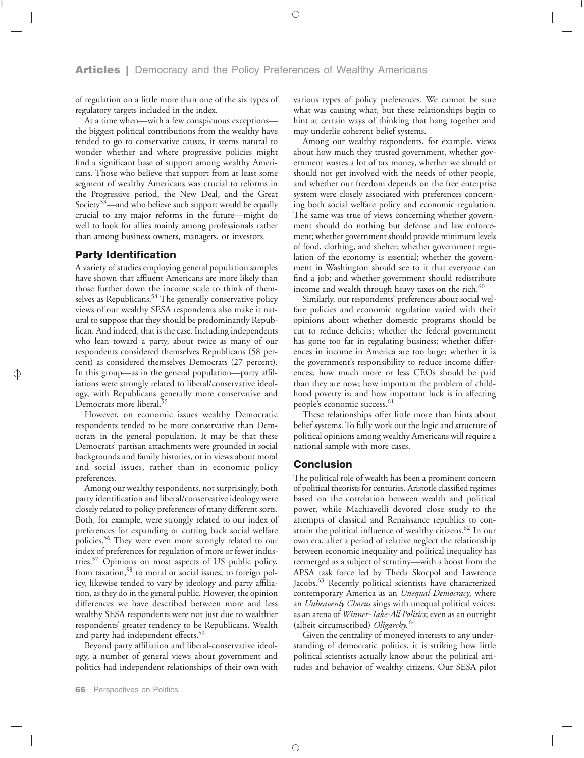of regulation on a little more than one of the six types of regulatory targets included in the index.

At a time when—with a few conspicuous exceptions—the biggest political contributions from the wealthy have tended to go to conservative causes, it seems natural to wonder whether and where progressive policies might find a significant base of support among wealthy Americans. Those who believe that support from at least some segment of wealthy Americans was crucial to reforms in the Progressive period, the New Deal, and the Great Society[53]—and who believe such support would be equally crucial to any major reforms in the future—might do well to look for allies mainly among professionals rather than among business owners, managers, or investors.

## Party Identification

A variety of studies employing general population samples have shown that affluent Americans are more likely than those further down the income scale to think of themselves as Republicans.[54] The generally conservative policy views of our wealthy SESA respondents also make it natural to suppose that they should be predominantly Republican. And indeed, that is the case. Including independents who lean toward a party, about twice as many of our respondents considered themselves Republicans (58 percent) as considered themselves Democrats (27 percent). In this group—as in the general population—party affiliations were strongly related to liberal/conservative ideology, with Republicans generally more conservative and Democrats more liberal.[55]

However, on economic issues wealthy Democratic respondents tended to be more conservative than Democrats in the general population. It may be that these Democrats' partisan attachments were grounded in social backgrounds and family histories, or in views about moral and social issues, rather than in economic policy preferences.

Among our wealthy respondents, not surprisingly, both party identification and liberal/conservative ideology were closely related to policy preferences of many different sorts. Both, for example, were strongly related to our index of preferences for expanding or cutting back social welfare policies.[56] They were even more strongly related to our index of preferences for regulation of more or fewer industries.[57] Opinions on most aspects of US public policy, from taxation,[58] to moral or social issues, to foreign policy, likewise tended to vary by ideology and party affiliation, as they do in the general public. However, the opinion differences we have described between more and less wealthy SESA respondents were not just due to wealthier respondents' greater tendency to be Republicans. Wealth and party had independent effects.[59]

Beyond party affiliation and liberal-conservative ideology, a number of general views about government and politics had independent relationships of their own with various types of policy preferences. We cannot be sure what was causing what, but these relationships begin to hint at certain ways of thinking that hang together and may underlie coherent belief systems.

Among our wealthy respondents, for example, views about how much they trusted government, whether government wastes a lot of tax money, whether we should or should not get involved with the needs of other people, and whether our freedom depends on the free enterprise system were closely associated with preferences concerning both social welfare policy and economic regulation. The same was true of views concerning whether government should do nothing but defense and law enforcement; whether government should provide minimum levels of food, clothing, and shelter; whether government regulation of the economy is essential; whether the government in Washington should see to it that everyone can find a job; and whether government should redistribute income and wealth through heavy taxes on the rich.[60]

Similarly, our respondents' preferences about social welfare policies and economic regulation varied with their opinions about whether domestic programs should be cut to reduce deficits; whether the federal government has gone too far in regulating business; whether differences in income in America are too large; whether it is the government's responsibility to reduce income differences; how much more or less CEOs should be paid than they are now; how important the problem of childhood poverty is; and how important luck is in affecting people's economic success.[61]

These relationships offer little more than hints about belief systems. To fully work out the logic and structure of political opinions among wealthy Americans will require a national sample with more cases.

## Conclusion

The political role of wealth has been a prominent concern of political theorists for centuries. Aristotle classified regimes based on the correlation between wealth and political power, while Machiavelli devoted close study to the attempts of classical and Renaissance republics to constrain the political influence of wealthy citizens.[62] In our own era, after a period of relative neglect the relationship between economic inequality and political inequality has reemerged as a subject of scrutiny—with a boost from the APSA task force led by Theda Skocpol and Lawrence Jacobs.[63] Recently political scientists have characterized contemporary America as an *Unequal Democracy,* where an *Unheavenly Chorus* sings with unequal political voices; as an arena of *Winner-Take-All Politics*; even as an outright (albeit circumscribed) *Oligarchy.*[64]

Given the centrality of moneyed interests to any understanding of democratic politics, it is striking how little political scientists actually know about the political attitudes and behavior of wealthy citizens. Our SESA pilot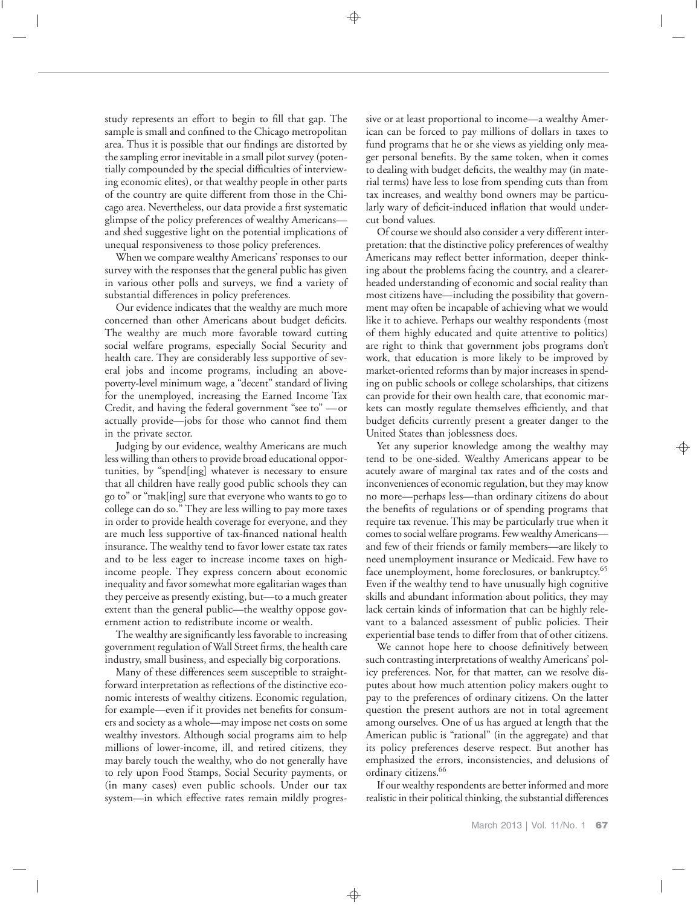study represents an effort to begin to fill that gap. The sample is small and confined to the Chicago metropolitan area. Thus it is possible that our findings are distorted by the sampling error inevitable in a small pilot survey (potentially compounded by the special difficulties of interviewing economic elites), or that wealthy people in other parts of the country are quite different from those in the Chicago area. Nevertheless, our data provide a first systematic glimpse of the policy preferences of wealthy Americans—and shed suggestive light on the potential implications of unequal responsiveness to those policy preferences.

When we compare wealthy Americans' responses to our survey with the responses that the general public has given in various other polls and surveys, we find a variety of substantial differences in policy preferences.

Our evidence indicates that the wealthy are much more concerned than other Americans about budget deficits. The wealthy are much more favorable toward cutting social welfare programs, especially Social Security and health care. They are considerably less supportive of several jobs and income programs, including an above-poverty-level minimum wage, a "decent" standard of living for the unemployed, increasing the Earned Income Tax Credit, and having the federal government "see to" —or actually provide—jobs for those who cannot find them in the private sector.

Judging by our evidence, wealthy Americans are much less willing than others to provide broad educational opportunities, by "spend[ing] whatever is necessary to ensure that all children have really good public schools they can go to" or "mak[ing] sure that everyone who wants to go to college can do so." They are less willing to pay more taxes in order to provide health coverage for everyone, and they are much less supportive of tax-financed national health insurance. The wealthy tend to favor lower estate tax rates and to be less eager to increase income taxes on high-income people. They express concern about economic inequality and favor somewhat more egalitarian wages than they perceive as presently existing, but—to a much greater extent than the general public—the wealthy oppose government action to redistribute income or wealth.

The wealthy are significantly less favorable to increasing government regulation of Wall Street firms, the health care industry, small business, and especially big corporations.

Many of these differences seem susceptible to straightforward interpretation as reflections of the distinctive economic interests of wealthy citizens. Economic regulation, for example—even if it provides net benefits for consumers and society as a whole—may impose net costs on some wealthy investors. Although social programs aim to help millions of lower-income, ill, and retired citizens, they may barely touch the wealthy, who do not generally have to rely upon Food Stamps, Social Security payments, or (in many cases) even public schools. Under our tax system—in which effective rates remain mildly progressive or at least proportional to income—a wealthy American can be forced to pay millions of dollars in taxes to fund programs that he or she views as yielding only meager personal benefits. By the same token, when it comes to dealing with budget deficits, the wealthy may (in material terms) have less to lose from spending cuts than from tax increases, and wealthy bond owners may be particularly wary of deficit-induced inflation that would undercut bond values.

Of course we should also consider a very different interpretation: that the distinctive policy preferences of wealthy Americans may reflect better information, deeper thinking about the problems facing the country, and a clearer-headed understanding of economic and social reality than most citizens have—including the possibility that government may often be incapable of achieving what we would like it to achieve. Perhaps our wealthy respondents (most of them highly educated and quite attentive to politics) are right to think that government jobs programs don't work, that education is more likely to be improved by market-oriented reforms than by major increases in spending on public schools or college scholarships, that citizens can provide for their own health care, that economic markets can mostly regulate themselves efficiently, and that budget deficits currently present a greater danger to the United States than joblessness does.

Yet any superior knowledge among the wealthy may tend to be one-sided. Wealthy Americans appear to be acutely aware of marginal tax rates and of the costs and inconveniences of economic regulation, but they may know no more—perhaps less—than ordinary citizens do about the benefits of regulations or of spending programs that require tax revenue. This may be particularly true when it comes to social welfare programs. Few wealthy Americans—and few of their friends or family members—are likely to need unemployment insurance or Medicaid. Few have to face unemployment, home foreclosures, or bankruptcy.[65] Even if the wealthy tend to have unusually high cognitive skills and abundant information about politics, they may lack certain kinds of information that can be highly relevant to a balanced assessment of public policies. Their experiential base tends to differ from that of other citizens.

We cannot hope here to choose definitively between such contrasting interpretations of wealthy Americans' policy preferences. Nor, for that matter, can we resolve disputes about how much attention policy makers ought to pay to the preferences of ordinary citizens. On the latter question the present authors are not in total agreement among ourselves. One of us has argued at length that the American public is "rational" (in the aggregate) and that its policy preferences deserve respect. But another has emphasized the errors, inconsistencies, and delusions of ordinary citizens.[66]

If our wealthy respondents are better informed and more realistic in their political thinking, the substantial differences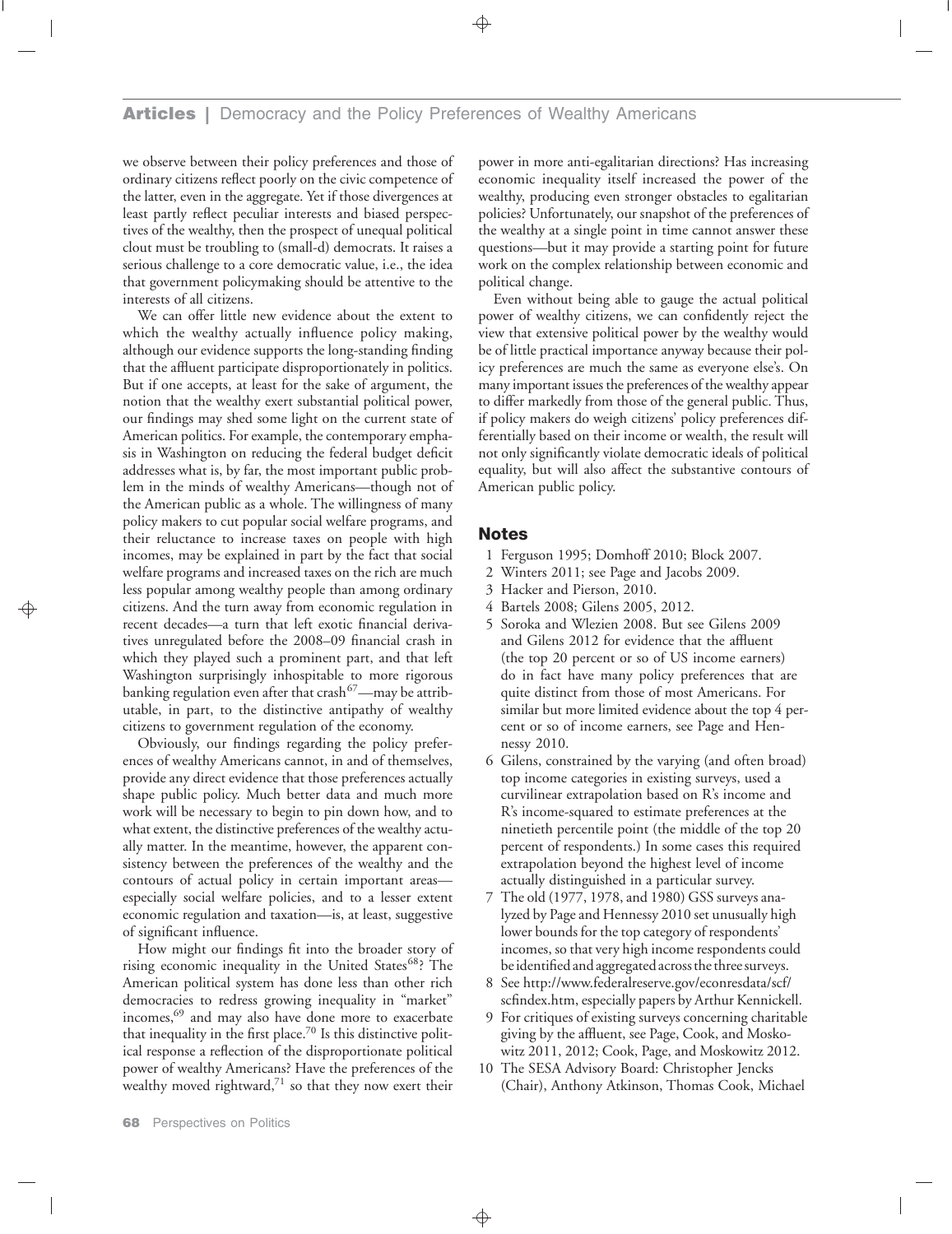we observe between their policy preferences and those of ordinary citizens reflect poorly on the civic competence of the latter, even in the aggregate. Yet if those divergences at least partly reflect peculiar interests and biased perspectives of the wealthy, then the prospect of unequal political clout must be troubling to (small-d) democrats. It raises a serious challenge to a core democratic value, i.e., the idea that government policymaking should be attentive to the interests of all citizens.

We can offer little new evidence about the extent to which the wealthy actually influence policy making, although our evidence supports the long-standing finding that the affluent participate disproportionately in politics. But if one accepts, at least for the sake of argument, the notion that the wealthy exert substantial political power, our findings may shed some light on the current state of American politics. For example, the contemporary emphasis in Washington on reducing the federal budget deficit addresses what is, by far, the most important public problem in the minds of wealthy Americans—though not of the American public as a whole. The willingness of many policy makers to cut popular social welfare programs, and their reluctance to increase taxes on people with high incomes, may be explained in part by the fact that social welfare programs and increased taxes on the rich are much less popular among wealthy people than among ordinary citizens. And the turn away from economic regulation in recent decades—a turn that left exotic financial derivatives unregulated before the 2008–09 financial crash in which they played such a prominent part, and that left Washington surprisingly inhospitable to more rigorous banking regulation even after that crash[67]—may be attributable, in part, to the distinctive antipathy of wealthy citizens to government regulation of the economy.

Obviously, our findings regarding the policy preferences of wealthy Americans cannot, in and of themselves, provide any direct evidence that those preferences actually shape public policy. Much better data and much more work will be necessary to begin to pin down how, and to what extent, the distinctive preferences of the wealthy actually matter. In the meantime, however, the apparent consistency between the preferences of the wealthy and the contours of actual policy in certain important areas—especially social welfare policies, and to a lesser extent economic regulation and taxation—is, at least, suggestive of significant influence.

How might our findings fit into the broader story of rising economic inequality in the United States[68]? The American political system has done less than other rich democracies to redress growing inequality in "market" incomes,[69] and may also have done more to exacerbate that inequality in the first place.[70] Is this distinctive political response a reflection of the disproportionate political power of wealthy Americans? Have the preferences of the wealthy moved rightward,[71] so that they now exert their power in more anti-egalitarian directions? Has increasing economic inequality itself increased the power of the wealthy, producing even stronger obstacles to egalitarian policies? Unfortunately, our snapshot of the preferences of the wealthy at a single point in time cannot answer these questions—but it may provide a starting point for future work on the complex relationship between economic and political change.

Even without being able to gauge the actual political power of wealthy citizens, we can confidently reject the view that extensive political power by the wealthy would be of little practical importance anyway because their policy preferences are much the same as everyone else's. On many important issues the preferences of the wealthy appear to differ markedly from those of the general public. Thus, if policy makers do weigh citizens' policy preferences differentially based on their income or wealth, the result will not only significantly violate democratic ideals of political equality, but will also affect the substantive contours of American public policy.

## Notes

1 Ferguson 1995; Domhoff 2010; Block 2007.

2 Winters 2011; see Page and Jacobs 2009.

3 Hacker and Pierson, 2010.

4 Bartels 2008; Gilens 2005, 2012.

5 Soroka and Wlezien 2008. But see Gilens 2009 and Gilens 2012 for evidence that the affluent (the top 20 percent or so of US income earners) do in fact have many policy preferences that are quite distinct from those of most Americans. For similar but more limited evidence about the top 4 percent or so of income earners, see Page and Hennessy 2010.

6 Gilens, constrained by the varying (and often broad) top income categories in existing surveys, used a curvilinear extrapolation based on R's income and R's income-squared to estimate preferences at the ninetieth percentile point (the middle of the top 20 percent of respondents.) In some cases this required extrapolation beyond the highest level of income actually distinguished in a particular survey.

7 The old (1977, 1978, and 1980) GSS surveys analyzed by Page and Hennessy 2010 set unusually high lower bounds for the top category of respondents' incomes, so that very high income respondents could be identified and aggregated across the three surveys.

8 See http://www.federalreserve.gov/econresdata/scf/scfindex.htm, especially papers by Arthur Kennickell.

9 For critiques of existing surveys concerning charitable giving by the affluent, see Page, Cook, and Moskowitz 2011, 2012; Cook, Page, and Moskowitz 2012.

10 The SESA Advisory Board: Christopher Jencks (Chair), Anthony Atkinson, Thomas Cook, Michael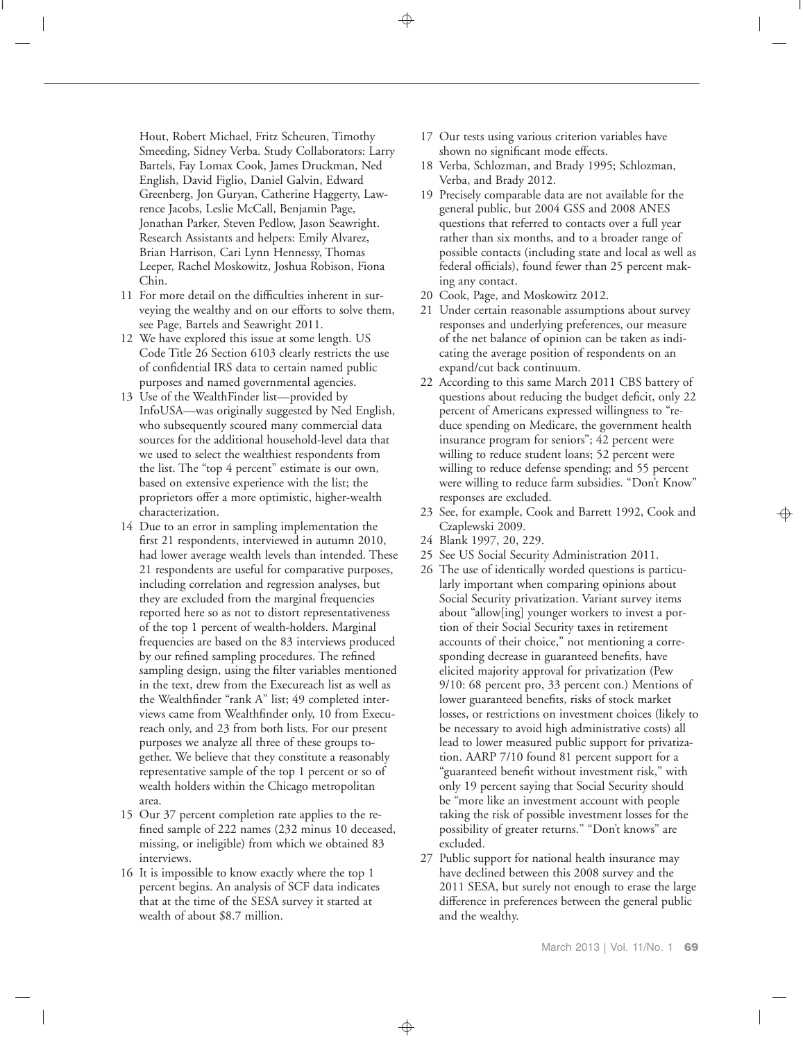Hout, Robert Michael, Fritz Scheuren, Timothy Smeeding, Sidney Verba. Study Collaborators: Larry Bartels, Fay Lomax Cook, James Druckman, Ned English, David Figlio, Daniel Galvin, Edward Greenberg, Jon Guryan, Catherine Haggerty, Lawrence Jacobs, Leslie McCall, Benjamin Page, Jonathan Parker, Steven Pedlow, Jason Seawright. Research Assistants and helpers: Emily Alvarez, Brian Harrison, Cari Lynn Hennessy, Thomas Leeper, Rachel Moskowitz, Joshua Robison, Fiona Chin.

11 For more detail on the difficulties inherent in surveying the wealthy and on our efforts to solve them, see Page, Bartels and Seawright 2011.

12 We have explored this issue at some length. US Code Title 26 Section 6103 clearly restricts the use of confidential IRS data to certain named public purposes and named governmental agencies.

13 Use of the WealthFinder list—provided by InfoUSA—was originally suggested by Ned English, who subsequently scoured many commercial data sources for the additional household-level data that we used to select the wealthiest respondents from the list. The "top 4 percent" estimate is our own, based on extensive experience with the list; the proprietors offer a more optimistic, higher-wealth characterization.

14 Due to an error in sampling implementation the first 21 respondents, interviewed in autumn 2010, had lower average wealth levels than intended. These 21 respondents are useful for comparative purposes, including correlation and regression analyses, but they are excluded from the marginal frequencies reported here so as not to distort representativeness of the top 1 percent of wealth-holders. Marginal frequencies are based on the 83 interviews produced by our refined sampling procedures. The refined sampling design, using the filter variables mentioned in the text, drew from the Execureach list as well as the Wealthfinder "rank A" list; 49 completed interviews came from Wealthfinder only, 10 from Execureach only, and 23 from both lists. For our present purposes we analyze all three of these groups together. We believe that they constitute a reasonably representative sample of the top 1 percent or so of wealth holders within the Chicago metropolitan area.

15 Our 37 percent completion rate applies to the refined sample of 222 names (232 minus 10 deceased, missing, or ineligible) from which we obtained 83 interviews.

16 It is impossible to know exactly where the top 1 percent begins. An analysis of SCF data indicates that at the time of the SESA survey it started at wealth of about $8.7 million.

17 Our tests using various criterion variables have shown no significant mode effects.

18 Verba, Schlozman, and Brady 1995; Schlozman, Verba, and Brady 2012.

19 Precisely comparable data are not available for the general public, but 2004 GSS and 2008 ANES questions that referred to contacts over a full year rather than six months, and to a broader range of possible contacts (including state and local as well as federal officials), found fewer than 25 percent making any contact.

20 Cook, Page, and Moskowitz 2012.

21 Under certain reasonable assumptions about survey responses and underlying preferences, our measure of the net balance of opinion can be taken as indicating the average position of respondents on an expand/cut back continuum.

22 According to this same March 2011 CBS battery of questions about reducing the budget deficit, only 22 percent of Americans expressed willingness to "reduce spending on Medicare, the government health insurance program for seniors"; 42 percent were willing to reduce student loans; 52 percent were willing to reduce defense spending; and 55 percent were willing to reduce farm subsidies. "Don't Know" responses are excluded.

23 See, for example, Cook and Barrett 1992, Cook and Czaplewski 2009.

24 Blank 1997, 20, 229.

25 See US Social Security Administration 2011.

26 The use of identically worded questions is particularly important when comparing opinions about Social Security privatization. Variant survey items about "allow[ing] younger workers to invest a portion of their Social Security taxes in retirement accounts of their choice," not mentioning a corresponding decrease in guaranteed benefits, have elicited majority approval for privatization (Pew 9/10: 68 percent pro, 33 percent con.) Mentions of lower guaranteed benefits, risks of stock market losses, or restrictions on investment choices (likely to be necessary to avoid high administrative costs) all lead to lower measured public support for privatization. AARP 7/10 found 81 percent support for a "guaranteed benefit without investment risk," with only 19 percent saying that Social Security should be "more like an investment account with people taking the risk of possible investment losses for the possibility of greater returns." "Don't knows" are excluded.

27 Public support for national health insurance may have declined between this 2008 survey and the 2011 SESA, but surely not enough to erase the large difference in preferences between the general public and the wealthy.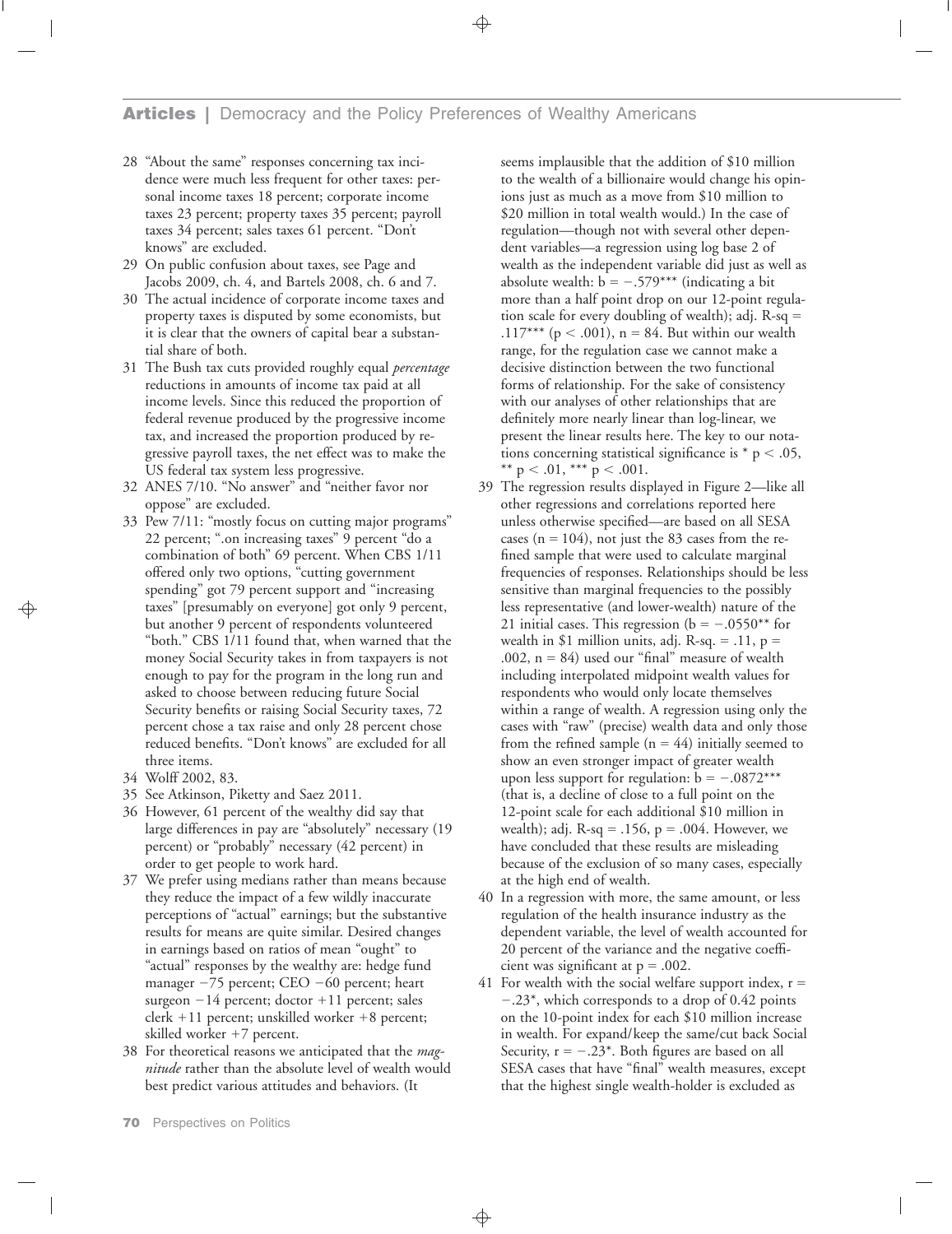28 "About the same" responses concerning tax incidence were much less frequent for other taxes: personal income taxes 18 percent; corporate income taxes 23 percent; property taxes 35 percent; payroll taxes 34 percent; sales taxes 61 percent. "Don't knows" are excluded.

29 On public confusion about taxes, see Page and Jacobs 2009, ch. 4, and Bartels 2008, ch. 6 and 7.

30 The actual incidence of corporate income taxes and property taxes is disputed by some economists, but it is clear that the owners of capital bear a substantial share of both.

31 The Bush tax cuts provided roughly equal *percentage* reductions in amounts of income tax paid at all income levels. Since this reduced the proportion of federal revenue produced by the progressive income tax, and increased the proportion produced by regressive payroll taxes, the net effect was to make the US federal tax system less progressive.

32 ANES 7/10. "No answer" and "neither favor nor oppose" are excluded.

33 Pew 7/11: "mostly focus on cutting major programs" 22 percent; ".on increasing taxes" 9 percent "do a combination of both" 69 percent. When CBS 1/11 offered only two options, "cutting government spending" got 79 percent support and "increasing taxes" [presumably on everyone] got only 9 percent, but another 9 percent of respondents volunteered "both." CBS 1/11 found that, when warned that the money Social Security takes in from taxpayers is not enough to pay for the program in the long run and asked to choose between reducing future Social Security benefits or raising Social Security taxes, 72 percent chose a tax raise and only 28 percent chose reduced benefits. "Don't knows" are excluded for all three items.

34 Wolff 2002, 83.

35 See Atkinson, Piketty and Saez 2011.

36 However, 61 percent of the wealthy did say that large differences in pay are "absolutely" necessary (19 percent) or "probably" necessary (42 percent) in order to get people to work hard.

37 We prefer using medians rather than means because they reduce the impact of a few wildly inaccurate perceptions of "actual" earnings; but the substantive results for means are quite similar. Desired changes in earnings based on ratios of mean "ought" to "actual" responses by the wealthy are: hedge fund manager −75 percent; CEO −60 percent; heart surgeon −14 percent; doctor +11 percent; sales clerk +11 percent; unskilled worker +8 percent; skilled worker +7 percent.

38 For theoretical reasons we anticipated that the *magnitude* rather than the absolute level of wealth would best predict various attitudes and behaviors. (It seems implausible that the addition of \$10 million to the wealth of a billionaire would change his opinions just as much as a move from \$10 million to \$20 million in total wealth would.) In the case of regulation—though not with several other dependent variables—a regression using log base 2 of wealth as the independent variable did just as well as absolute wealth: $b = -.579$*** (indicating a bit more than a half point drop on our 12-point regulation scale for every doubling of wealth); adj. R-sq = .117*** ($p < .001$), $n = 84$. But within our wealth range, for the regulation case we cannot make a decisive distinction between the two functional forms of relationship. For the sake of consistency with our analyses of other relationships that are definitely more nearly linear than log-linear, we present the linear results here. The key to our notations concerning statistical significance is * $p < .05$, ** $p < .01$, *** $p < .001$.

39 The regression results displayed in Figure 2—like all other regressions and correlations reported here unless otherwise specified—are based on all SESA cases ($n = 104$), not just the 83 cases from the refined sample that were used to calculate marginal frequencies of responses. Relationships should be less sensitive than marginal frequencies to the possibly less representative (and lower-wealth) nature of the 21 initial cases. This regression ($b = -.0550$** for wealth in \$1 million units, adj. R-sq. = .11, $p = .002$, $n = 84$) used our "final" measure of wealth including interpolated midpoint wealth values for respondents who would only locate themselves within a range of wealth. A regression using only the cases with "raw" (precise) wealth data and only those from the refined sample ($n = 44$) initially seemed to show an even stronger impact of greater wealth upon less support for regulation: $b = -.0872$*** (that is, a decline of close to a full point on the 12-point scale for each additional \$10 million in wealth); adj. R-sq = .156, $p = .004$. However, we have concluded that these results are misleading because of the exclusion of so many cases, especially at the high end of wealth.

40 In a regression with more, the same amount, or less regulation of the health insurance industry as the dependent variable, the level of wealth accounted for 20 percent of the variance and the negative coefficient was significant at $p = .002$.

41 For wealth with the social welfare support index, $r = -.23$*, which corresponds to a drop of 0.42 points on the 10-point index for each \$10 million increase in wealth. For expand/keep the same/cut back Social Security, $r = -.23$*. Both figures are based on all SESA cases that have "final" wealth measures, except that the highest single wealth-holder is excluded as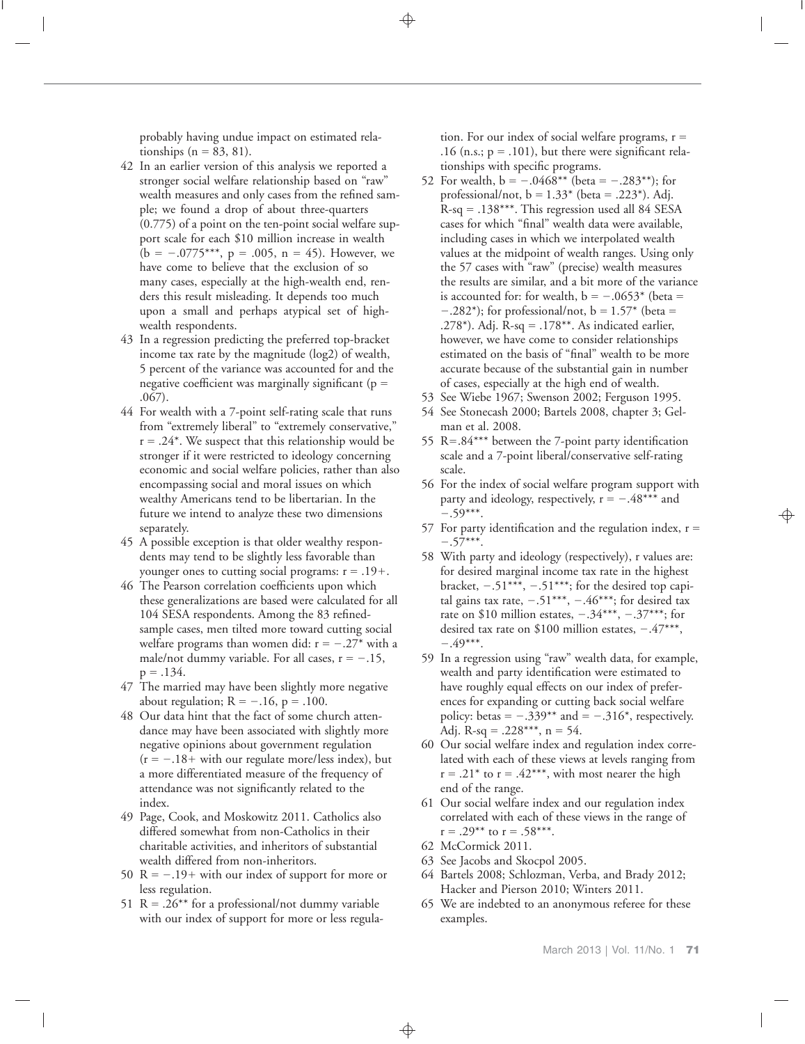probably having undue impact on estimated relationships (n = 83, 81).

42 In an earlier version of this analysis we reported a stronger social welfare relationship based on "raw" wealth measures and only cases from the refined sample; we found a drop of about three-quarters (0.775) of a point on the ten-point social welfare support scale for each \$10 million increase in wealth (b = −.0775***, p = .005, n = 45). However, we have come to believe that the exclusion of so many cases, especially at the high-wealth end, renders this result misleading. It depends too much upon a small and perhaps atypical set of high-wealth respondents.

43 In a regression predicting the preferred top-bracket income tax rate by the magnitude (log2) of wealth, 5 percent of the variance was accounted for and the negative coefficient was marginally significant (p = .067).

44 For wealth with a 7-point self-rating scale that runs from "extremely liberal" to "extremely conservative," r = .24*. We suspect that this relationship would be stronger if it were restricted to ideology concerning economic and social welfare policies, rather than also encompassing social and moral issues on which wealthy Americans tend to be libertarian. In the future we intend to analyze these two dimensions separately.

45 A possible exception is that older wealthy respondents may tend to be slightly less favorable than younger ones to cutting social programs: r = .19+.

46 The Pearson correlation coefficients upon which these generalizations are based were calculated for all 104 SESA respondents. Among the 83 refined-sample cases, men tilted more toward cutting social welfare programs than women did: r = −.27* with a male/not dummy variable. For all cases, r = −.15, p = .134.

47 The married may have been slightly more negative about regulation; R = −.16, p = .100.

48 Our data hint that the fact of some church attendance may have been associated with slightly more negative opinions about government regulation (r = −.18+ with our regulate more/less index), but a more differentiated measure of the frequency of attendance was not significantly related to the index.

49 Page, Cook, and Moskowitz 2011. Catholics also differed somewhat from non-Catholics in their charitable activities, and inheritors of substantial wealth differed from non-inheritors.

50 R = −.19+ with our index of support for more or less regulation.

51 R = .26** for a professional/not dummy variable with our index of support for more or less regulation. For our index of social welfare programs, r = .16 (n.s.; p = .101), but there were significant relationships with specific programs.

52 For wealth, b = −.0468** (beta = −.283**); for professional/not, b = 1.33* (beta = .223*). Adj. R-sq = .138***. This regression used all 84 SESA cases for which "final" wealth data were available, including cases in which we interpolated wealth values at the midpoint of wealth ranges. Using only the 57 cases with "raw" (precise) wealth measures the results are similar, and a bit more of the variance is accounted for: for wealth, b = −.0653* (beta = −.282*); for professional/not, b = 1.57* (beta = .278*). Adj. R-sq = .178**. As indicated earlier, however, we have come to consider relationships estimated on the basis of "final" wealth to be more accurate because of the substantial gain in number of cases, especially at the high end of wealth.

53 See Wiebe 1967; Swenson 2002; Ferguson 1995.

54 See Stonecash 2000; Bartels 2008, chapter 3; Gelman et al. 2008.

55 R=.84*** between the 7-point party identification scale and a 7-point liberal/conservative self-rating scale.

56 For the index of social welfare program support with party and ideology, respectively, r = −.48*** and −.59***.

57 For party identification and the regulation index, r = −.57***.

58 With party and ideology (respectively), r values are: for desired marginal income tax rate in the highest bracket, −.51***, −.51***; for the desired top capital gains tax rate, −.51***, −.46***; for desired tax rate on \$10 million estates, −.34***, −.37***; for desired tax rate on \$100 million estates, −.47***, −.49***.

59 In a regression using "raw" wealth data, for example, wealth and party identification were estimated to have roughly equal effects on our index of preferences for expanding or cutting back social welfare policy: betas = −.339** and = −.316*, respectively. Adj. R-sq = .228***, n = 54.

60 Our social welfare index and regulation index correlated with each of these views at levels ranging from r = .21* to r = .42***, with most nearer the high end of the range.

61 Our social welfare index and our regulation index correlated with each of these views in the range of r = .29** to r = .58***.

62 McCormick 2011.

63 See Jacobs and Skocpol 2005.

64 Bartels 2008; Schlozman, Verba, and Brady 2012; Hacker and Pierson 2010; Winters 2011.

65 We are indebted to an anonymous referee for these examples.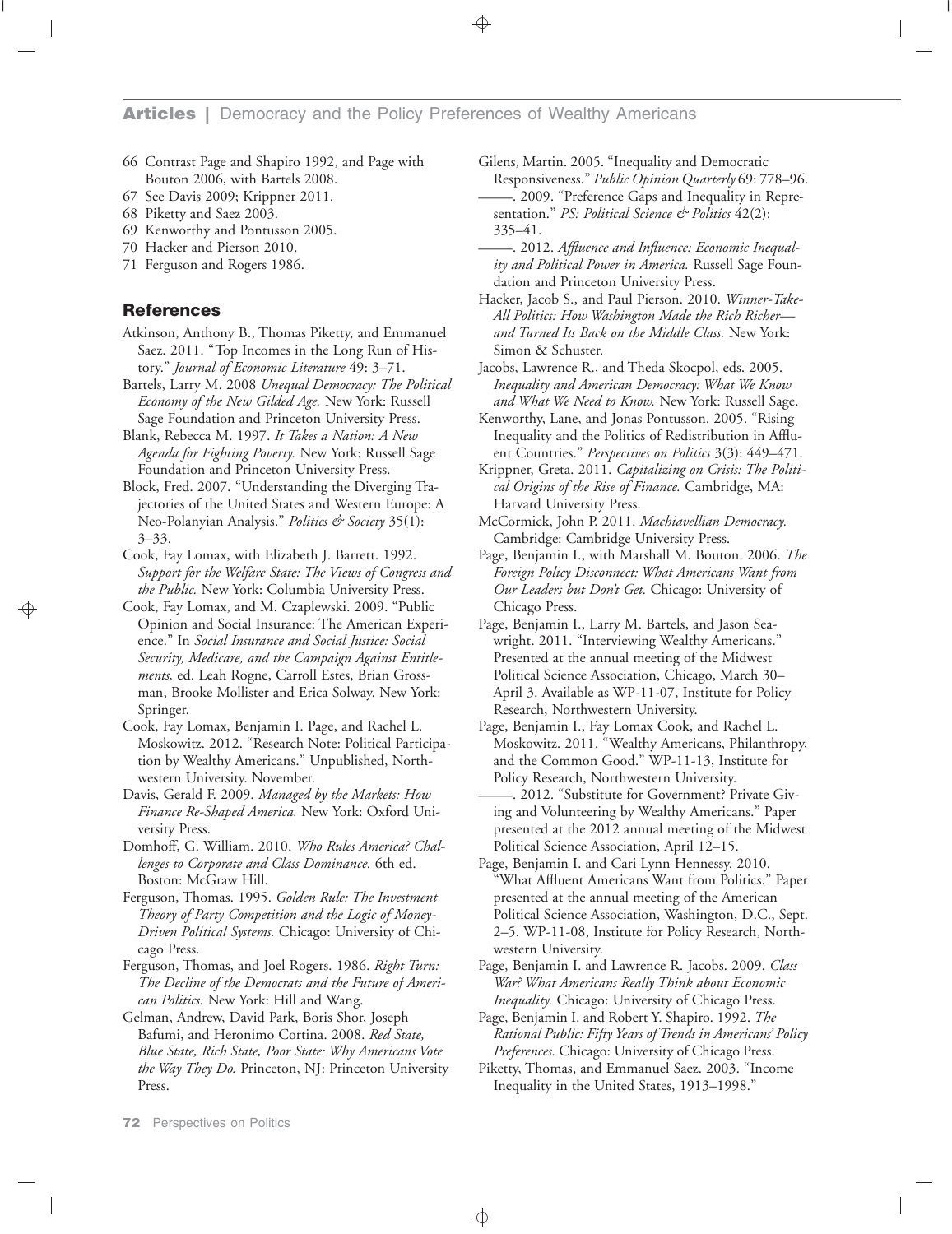66 Contrast Page and Shapiro 1992, and Page with Bouton 2006, with Bartels 2008.
67 See Davis 2009; Krippner 2011.
68 Piketty and Saez 2003.
69 Kenworthy and Pontusson 2005.
70 Hacker and Pierson 2010.
71 Ferguson and Rogers 1986.

## References

Atkinson, Anthony B., Thomas Piketty, and Emmanuel Saez. 2011. "Top Incomes in the Long Run of History." *Journal of Economic Literature* 49: 3–71.

Bartels, Larry M. 2008 *Unequal Democracy: The Political Economy of the New Gilded Age.* New York: Russell Sage Foundation and Princeton University Press.

Blank, Rebecca M. 1997. *It Takes a Nation: A New Agenda for Fighting Poverty.* New York: Russell Sage Foundation and Princeton University Press.

Block, Fred. 2007. "Understanding the Diverging Trajectories of the United States and Western Europe: A Neo-Polanyian Analysis." *Politics & Society* 35(1): 3–33.

Cook, Fay Lomax, with Elizabeth J. Barrett. 1992. *Support for the Welfare State: The Views of Congress and the Public.* New York: Columbia University Press.

Cook, Fay Lomax, and M. Czaplewski. 2009. "Public Opinion and Social Insurance: The American Experience." In *Social Insurance and Social Justice: Social Security, Medicare, and the Campaign Against Entitlements,* ed. Leah Rogne, Carroll Estes, Brian Grossman, Brooke Mollister and Erica Solway. New York: Springer.

Cook, Fay Lomax, Benjamin I. Page, and Rachel L. Moskowitz. 2012. "Research Note: Political Participation by Wealthy Americans." Unpublished, Northwestern University. November.

Davis, Gerald F. 2009. *Managed by the Markets: How Finance Re-Shaped America.* New York: Oxford University Press.

Domhoff, G. William. 2010. *Who Rules America? Challenges to Corporate and Class Dominance.* 6th ed. Boston: McGraw Hill.

Ferguson, Thomas. 1995. *Golden Rule: The Investment Theory of Party Competition and the Logic of Money-Driven Political Systems.* Chicago: University of Chicago Press.

Ferguson, Thomas, and Joel Rogers. 1986. *Right Turn: The Decline of the Democrats and the Future of American Politics.* New York: Hill and Wang.

Gelman, Andrew, David Park, Boris Shor, Joseph Bafumi, and Heronimo Cortina. 2008. *Red State, Blue State, Rich State, Poor State: Why Americans Vote the Way They Do.* Princeton, NJ: Princeton University Press.

Gilens, Martin. 2005. "Inequality and Democratic Responsiveness." *Public Opinion Quarterly* 69: 778–96.

——. 2009. "Preference Gaps and Inequality in Representation." *PS: Political Science & Politics* 42(2): 335–41.

——. 2012. *Affluence and Influence: Economic Inequality and Political Power in America.* Russell Sage Foundation and Princeton University Press.

Hacker, Jacob S., and Paul Pierson. 2010. *Winner-Take-All Politics: How Washington Made the Rich Richer—and Turned Its Back on the Middle Class.* New York: Simon & Schuster.

Jacobs, Lawrence R., and Theda Skocpol, eds. 2005. *Inequality and American Democracy: What We Know and What We Need to Know.* New York: Russell Sage.

Kenworthy, Lane, and Jonas Pontusson. 2005. "Rising Inequality and the Politics of Redistribution in Affluent Countries." *Perspectives on Politics* 3(3): 449–471.

Krippner, Greta. 2011. *Capitalizing on Crisis: The Political Origins of the Rise of Finance.* Cambridge, MA: Harvard University Press.

McCormick, John P. 2011. *Machiavellian Democracy.* Cambridge: Cambridge University Press.

Page, Benjamin I., with Marshall M. Bouton. 2006. *The Foreign Policy Disconnect: What Americans Want from Our Leaders but Don't Get.* Chicago: University of Chicago Press.

Page, Benjamin I., Larry M. Bartels, and Jason Seawright. 2011. "Interviewing Wealthy Americans." Presented at the annual meeting of the Midwest Political Science Association, Chicago, March 30–April 3. Available as WP-11-07, Institute for Policy Research, Northwestern University.

Page, Benjamin I., Fay Lomax Cook, and Rachel L. Moskowitz. 2011. "Wealthy Americans, Philanthropy, and the Common Good." WP-11-13, Institute for Policy Research, Northwestern University.

——. 2012. "Substitute for Government? Private Giving and Volunteering by Wealthy Americans." Paper presented at the 2012 annual meeting of the Midwest Political Science Association, April 12–15.

Page, Benjamin I. and Cari Lynn Hennessy. 2010. "What Affluent Americans Want from Politics." Paper presented at the annual meeting of the American Political Science Association, Washington, D.C., Sept. 2–5. WP-11-08, Institute for Policy Research, Northwestern University.

Page, Benjamin I. and Lawrence R. Jacobs. 2009. *Class War? What Americans Really Think about Economic Inequality.* Chicago: University of Chicago Press.

Page, Benjamin I. and Robert Y. Shapiro. 1992. *The Rational Public: Fifty Years of Trends in Americans' Policy Preferences.* Chicago: University of Chicago Press.

Piketty, Thomas, and Emmanuel Saez. 2003. "Income Inequality in the United States, 1913–1998."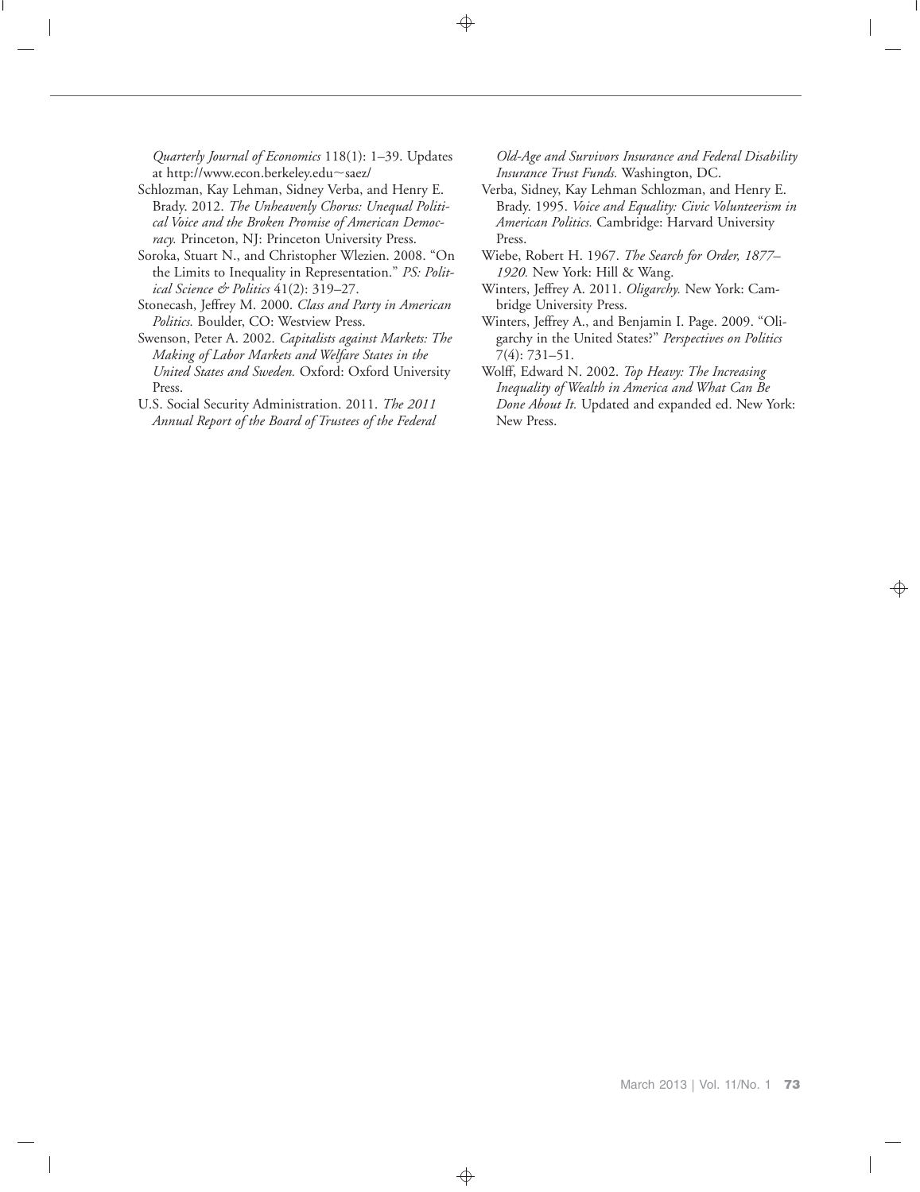*Quarterly Journal of Economics* 118(1): 1–39. Updates at http://www.econ.berkeley.edu~saez/

Schlozman, Kay Lehman, Sidney Verba, and Henry E. Brady. 2012. *The Unheavenly Chorus: Unequal Political Voice and the Broken Promise of American Democracy.* Princeton, NJ: Princeton University Press.

Soroka, Stuart N., and Christopher Wlezien. 2008. "On the Limits to Inequality in Representation." *PS: Political Science & Politics* 41(2): 319–27.

Stonecash, Jeffrey M. 2000. *Class and Party in American Politics.* Boulder, CO: Westview Press.

Swenson, Peter A. 2002. *Capitalists against Markets: The Making of Labor Markets and Welfare States in the United States and Sweden.* Oxford: Oxford University Press.

U.S. Social Security Administration. 2011. *The 2011 Annual Report of the Board of Trustees of the Federal Old-Age and Survivors Insurance and Federal Disability Insurance Trust Funds.* Washington, DC.

Verba, Sidney, Kay Lehman Schlozman, and Henry E. Brady. 1995. *Voice and Equality: Civic Volunteerism in American Politics.* Cambridge: Harvard University Press.

Wiebe, Robert H. 1967. *The Search for Order, 1877–1920.* New York: Hill & Wang.

Winters, Jeffrey A. 2011. *Oligarchy.* New York: Cambridge University Press.

Winters, Jeffrey A., and Benjamin I. Page. 2009. "Oligarchy in the United States?" *Perspectives on Politics* 7(4): 731–51.

Wolff, Edward N. 2002. *Top Heavy: The Increasing Inequality of Wealth in America and What Can Be Done About It.* Updated and expanded ed. New York: New Press.